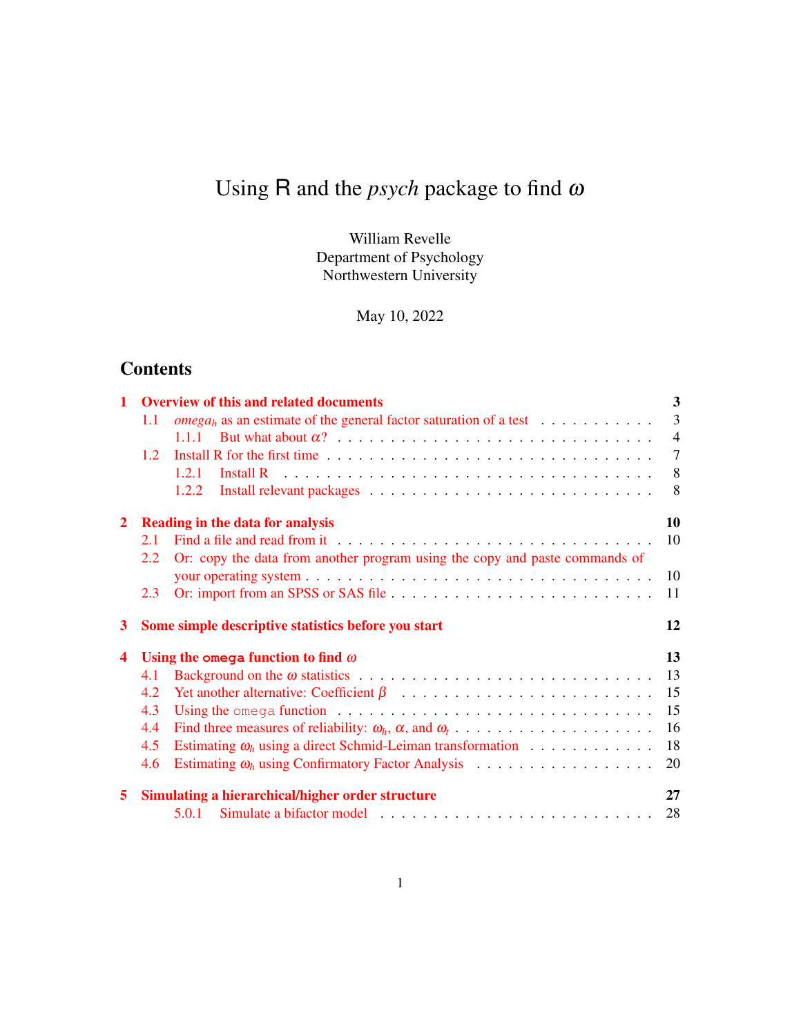# Using R and the *psych* package to find $\omega$

William Revelle
Department of Psychology
Northwestern University

May 10, 2022

## Contents

| | | |
|---|---|---|
| **1** | **Overview of this and related documents** | **3** |
| 1.1 | $omega_h$ as an estimate of the general factor saturation of a test | 3 |
| 1.1.1 | But what about $\alpha$? | 4 |
| 1.2 | Install R for the first time | 7 |
| 1.2.1 | Install R | 8 |
| 1.2.2 | Install relevant packages | 8 |
| **2** | **Reading in the data for analysis** | **10** |
| 2.1 | Find a file and read from it | 10 |
| 2.2 | Or: copy the data from another program using the copy and paste commands of your operating system | 10 |
| 2.3 | Or: import from an SPSS or SAS file | 11 |
| **3** | **Some simple descriptive statistics before you start** | **12** |
| **4** | **Using the `omega` function to find $\omega$** | **13** |
| 4.1 | Background on the $\omega$ statistics | 13 |
| 4.2 | Yet another alternative: Coefficient $\beta$ | 15 |
| 4.3 | Using the `omega` function | 15 |
| 4.4 | Find three measures of reliability: $\omega_h$, $\alpha$, and $\omega_t$ | 16 |
| 4.5 | Estimating $\omega_h$ using a direct Schmid-Leiman transformation | 18 |
| 4.6 | Estimating $\omega_h$ using Confirmatory Factor Analysis | 20 |
| **5** | **Simulating a hierarchical/higher order structure** | **27** |
| 5.0.1 | Simulate a bifactor model | 28 |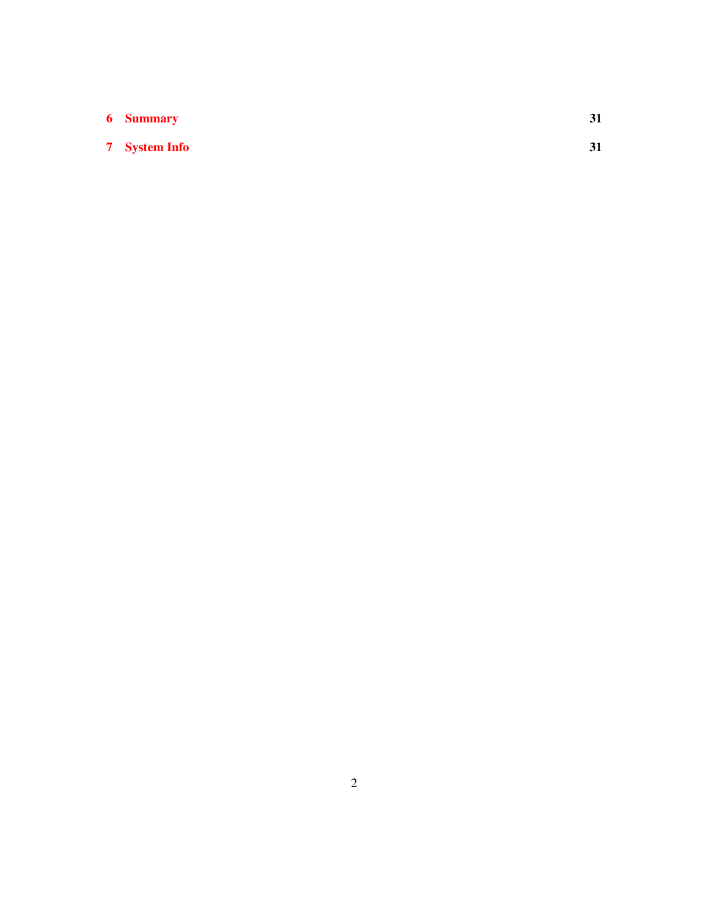| | | |
|---|---|---|
| **6** | **Summary** | **31** |
| **7** | **System Info** | **31** |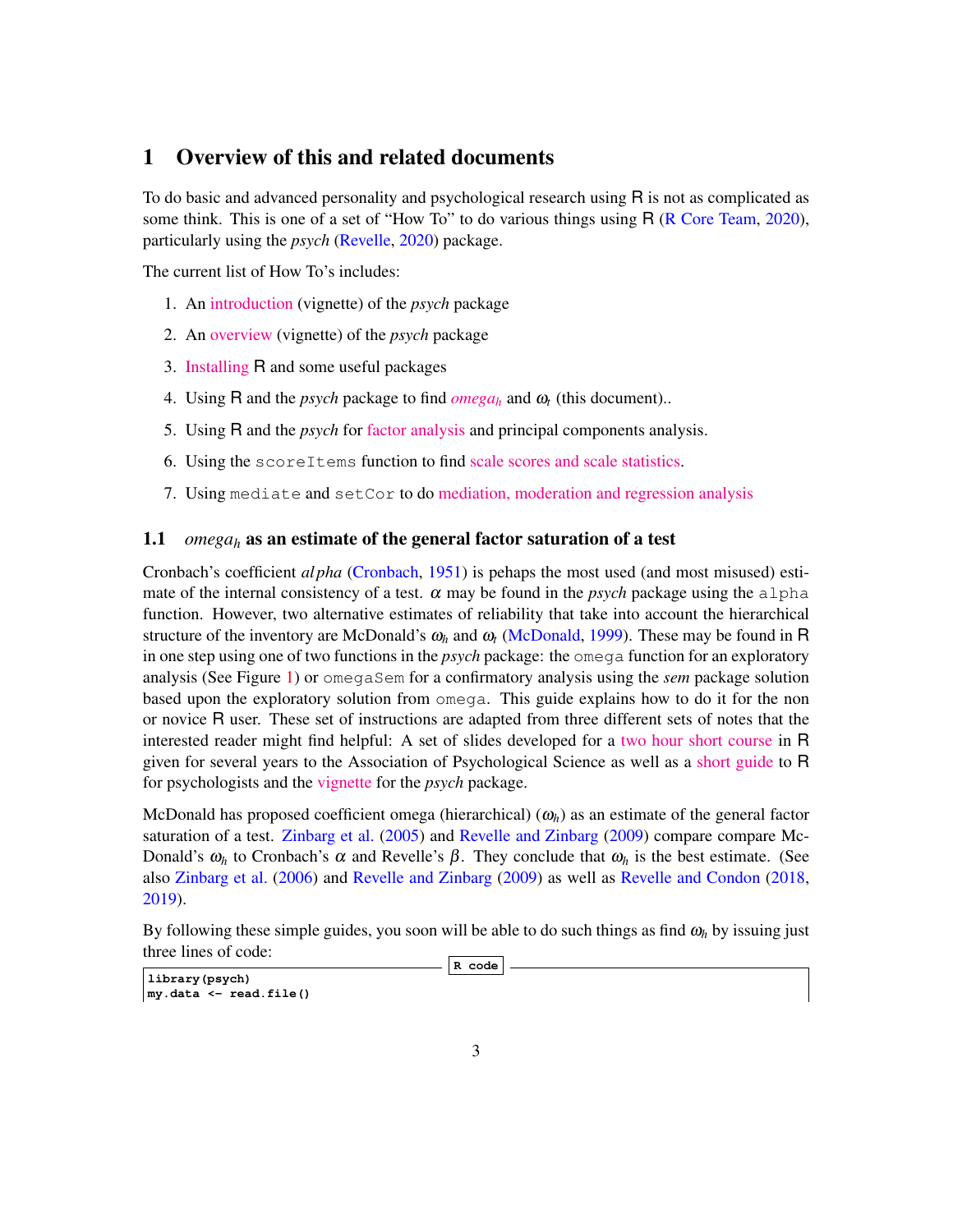# 1 Overview of this and related documents

To do basic and advanced personality and psychological research using R is not as complicated as some think. This is one of a set of "How To" to do various things using R (R Core Team, 2020), particularly using the *psych* (Revelle, 2020) package.

The current list of How To's includes:

1. An introduction (vignette) of the *psych* package
2. An overview (vignette) of the *psych* package
3. Installing R and some useful packages
4. Using R and the *psych* package to find $omega_h$ and $\omega_t$ (this document)..
5. Using R and the *psych* for factor analysis and principal components analysis.
6. Using the `scoreItems` function to find scale scores and scale statistics.
7. Using `mediate` and `setCor` to do mediation, moderation and regression analysis

## 1.1 $omega_h$ as an estimate of the general factor saturation of a test

Cronbach's coefficient $alpha$ (Cronbach, 1951) is pehaps the most used (and most misused) estimate of the internal consistency of a test. $\alpha$ may be found in the *psych* package using the `alpha` function. However, two alternative estimates of reliability that take into account the hierarchical structure of the inventory are McDonald's $\omega_h$ and $\omega_t$ (McDonald, 1999). These may be found in R in one step using one of two functions in the *psych* package: the `omega` function for an exploratory analysis (See Figure 1) or `omegaSem` for a confirmatory analysis using the *sem* package solution based upon the exploratory solution from `omega`. This guide explains how to do it for the non or novice R user. These set of instructions are adapted from three different sets of notes that the interested reader might find helpful: A set of slides developed for a two hour short course in R given for several years to the Association of Psychological Science as well as a short guide to R for psychologists and the vignette for the *psych* package.

McDonald has proposed coefficient omega (hierarchical) ($\omega_h$) as an estimate of the general factor saturation of a test. Zinbarg et al. (2005) and Revelle and Zinbarg (2009) compare compare McDonald's $\omega_h$ to Cronbach's $\alpha$ and Revelle's $\beta$. They conclude that $\omega_h$ is the best estimate. (See also Zinbarg et al. (2006) and Revelle and Zinbarg (2009) as well as Revelle and Condon (2018, 2019).

By following these simple guides, you soon will be able to do such things as find $\omega_h$ by issuing just three lines of code:

R code
```
library(psych)
my.data <- read.file()
```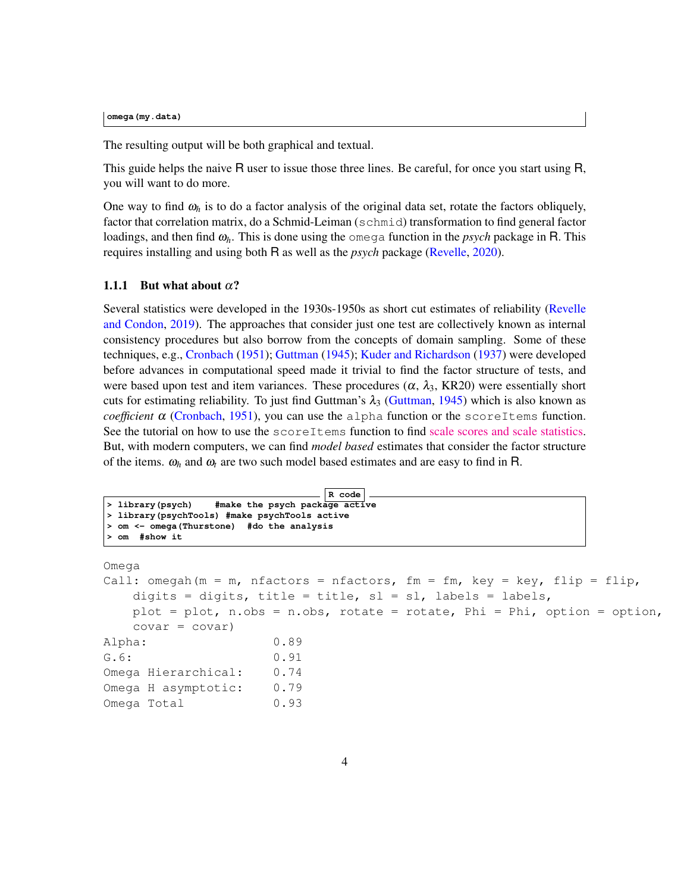```
omega(my.data)
```

The resulting output will be both graphical and textual.

This guide helps the naive R user to issue those three lines. Be careful, for once you start using R, you will want to do more.

One way to find $\omega_h$ is to do a factor analysis of the original data set, rotate the factors obliquely, factor that correlation matrix, do a Schmid-Leiman (schmid) transformation to find general factor loadings, and then find $\omega_h$. This is done using the omega function in the *psych* package in R. This requires installing and using both R as well as the *psych* package (Revelle, 2020).

### 1.1.1 But what about $\alpha$?

Several statistics were developed in the 1930s-1950s as short cut estimates of reliability (Revelle and Condon, 2019). The approaches that consider just one test are collectively known as internal consistency procedures but also borrow from the concepts of domain sampling. Some of these techniques, e.g., Cronbach (1951); Guttman (1945); Kuder and Richardson (1937) were developed before advances in computational speed made it trivial to find the factor structure of tests, and were based upon test and item variances. These procedures ($\alpha$, $\lambda_3$, KR20) were essentially short cuts for estimating reliability. To just find Guttman's $\lambda_3$ (Guttman, 1945) which is also known as *coefficient* $\alpha$ (Cronbach, 1951), you can use the alpha function or the scoreItems function. See the tutorial on how to use the scoreItems function to find scale scores and scale statistics. But, with modern computers, we can find *model based* estimates that consider the factor structure of the items. $\omega_h$ and $\omega_t$ are two such model based estimates and are easy to find in R.

R code
```
> library(psych)    #make the psych package active
> library(psychTools) #make psychTools active
> om <- omega(Thurstone)  #do the analysis
> om  #show it
```

```
Omega
Call: omegah(m = m, nfactors = nfactors, fm = fm, key = key, flip = flip,
    digits = digits, title = title, sl = sl, labels = labels,
    plot = plot, n.obs = n.obs, rotate = rotate, Phi = Phi, option = option,
    covar = covar)
Alpha:                 0.89
G.6:                   0.91
Omega Hierarchical:    0.74
Omega H asymptotic:    0.79
Omega Total            0.93
```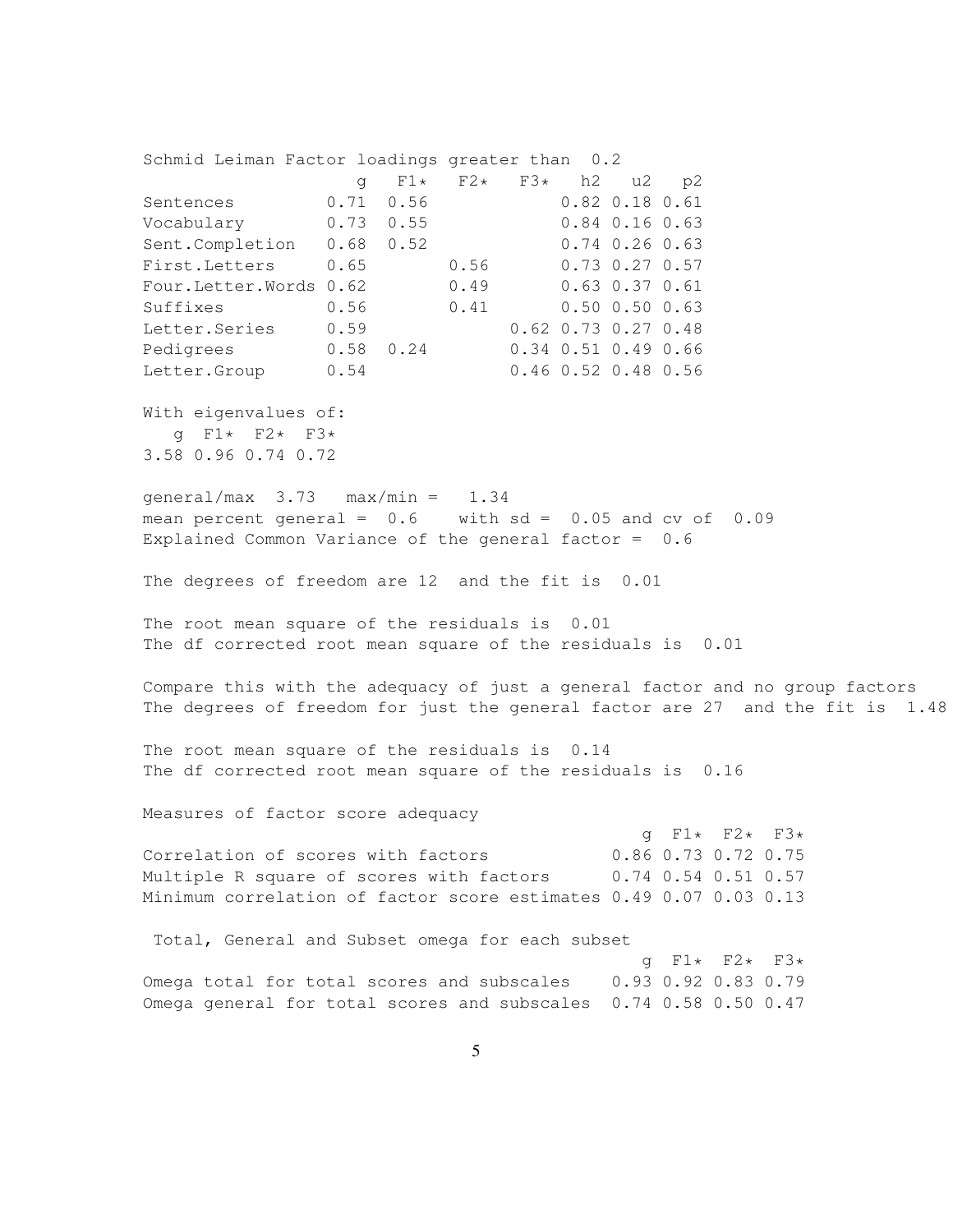```
Schmid Leiman Factor loadings greater than  0.2
                     g   F1*   F2*   F3*   h2   u2   p2
Sentences         0.71  0.56              0.82 0.18 0.61
Vocabulary        0.73  0.55              0.84 0.16 0.63
Sent.Completion   0.68  0.52              0.74 0.26 0.63
First.Letters     0.65        0.56        0.73 0.27 0.57
Four.Letter.Words 0.62        0.49        0.63 0.37 0.61
Suffixes          0.56        0.41        0.50 0.50 0.63
Letter.Series     0.59              0.62 0.73 0.27 0.48
Pedigrees         0.58  0.24        0.34 0.51 0.49 0.66
Letter.Group      0.54              0.46 0.52 0.48 0.56

With eigenvalues of:
   g  F1*  F2*  F3*
3.58 0.96 0.74 0.72

general/max  3.73   max/min =   1.34
mean percent general =  0.6    with sd =  0.05 and cv of  0.09
Explained Common Variance of the general factor =  0.6

The degrees of freedom are 12  and the fit is  0.01

The root mean square of the residuals is  0.01
The df corrected root mean square of the residuals is  0.01

Compare this with the adequacy of just a general factor and no group factors
The degrees of freedom for just the general factor are 27  and the fit is  1.48

The root mean square of the residuals is  0.14
The df corrected root mean square of the residuals is  0.16

Measures of factor score adequacy
                                                 g  F1*  F2*  F3*
Correlation of scores with factors            0.86 0.73 0.72 0.75
Multiple R square of scores with factors      0.74 0.54 0.51 0.57
Minimum correlation of factor score estimates 0.49 0.07 0.03 0.13

 Total, General and Subset omega for each subset
                                                 g  F1*  F2*  F3*
Omega total for total scores and subscales    0.93 0.92 0.83 0.79
Omega general for total scores and subscales  0.74 0.58 0.50 0.47
```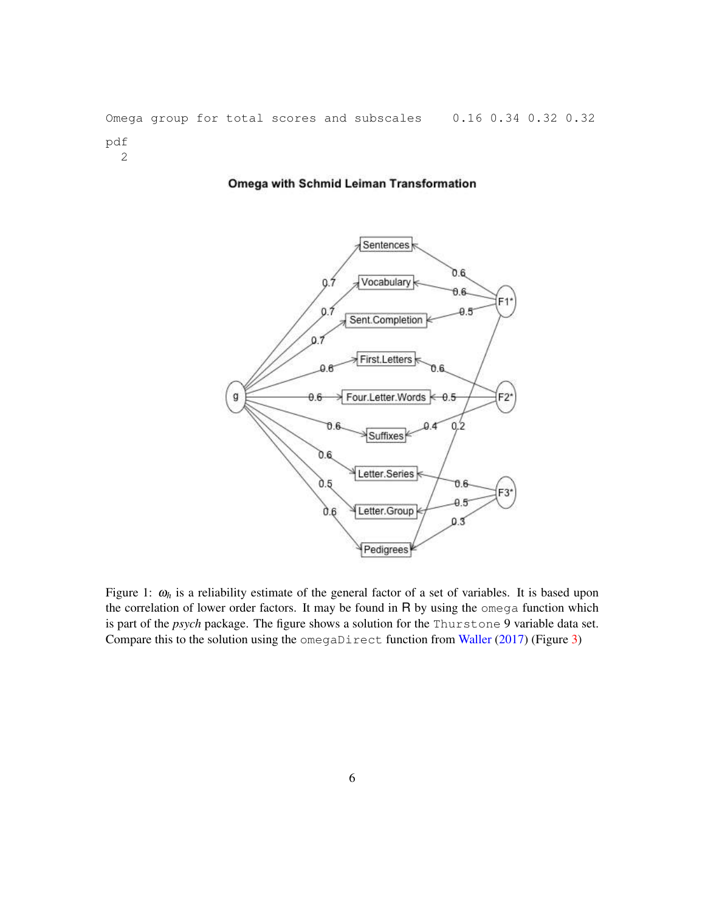```
Omega group for total scores and subscales    0.16 0.34 0.32 0.32
pdf
  2
```

Figure 1: $\omega_h$ is a reliability estimate of the general factor of a set of variables. It is based upon the correlation of lower order factors. It may be found in R by using the `omega` function which is part of the *psych* package. The figure shows a solution for the `Thurstone` 9 variable data set. Compare this to the solution using the `omegaDirect` function from Waller (2017) (Figure 3)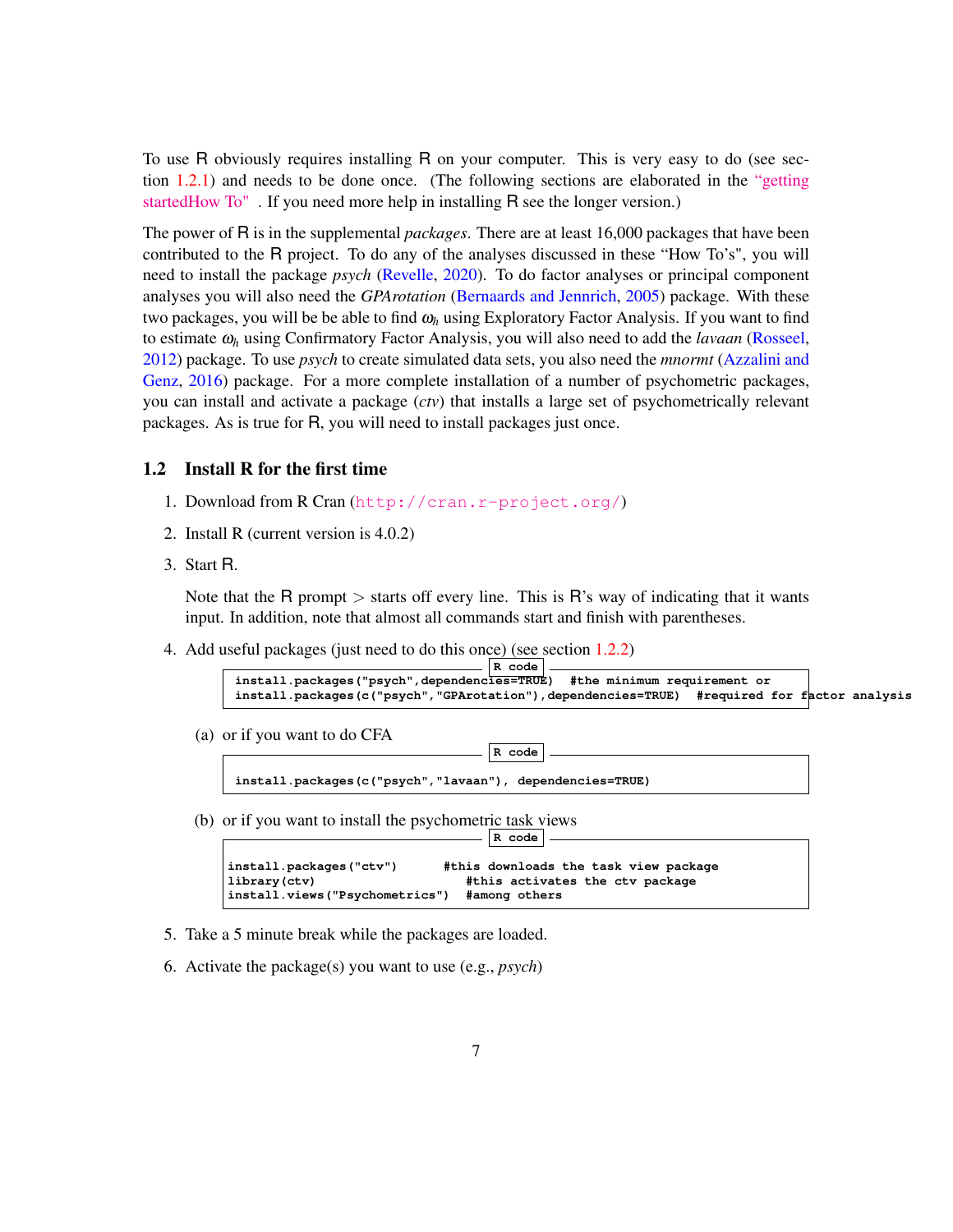To use R obviously requires installing R on your computer. This is very easy to do (see section 1.2.1) and needs to be done once. (The following sections are elaborated in the "getting startedHow To" . If you need more help in installing R see the longer version.)

The power of R is in the supplemental *packages*. There are at least 16,000 packages that have been contributed to the R project. To do any of the analyses discussed in these "How To's", you will need to install the package *psych* (Revelle, 2020). To do factor analyses or principal component analyses you will also need the *GPArotation* (Bernaards and Jennrich, 2005) package. With these two packages, you will be be able to find $\omega_h$ using Exploratory Factor Analysis. If you want to find to estimate $\omega_h$ using Confirmatory Factor Analysis, you will also need to add the *lavaan* (Rosseel, 2012) package. To use *psych* to create simulated data sets, you also need the *mnormt* (Azzalini and Genz, 2016) package. For a more complete installation of a number of psychometric packages, you can install and activate a package (*ctv*) that installs a large set of psychometrically relevant packages. As is true for R, you will need to install packages just once.

## 1.2 Install R for the first time

1. Download from R Cran (http://cran.r-project.org/)
2. Install R (current version is 4.0.2)
3. Start R.

   Note that the R prompt > starts off every line. This is R's way of indicating that it wants input. In addition, note that almost all commands start and finish with parentheses.

4. Add useful packages (just need to do this once) (see section 1.2.2)

   R code
   ```
   install.packages("psych",dependencies=TRUE)  #the minimum requirement or
   install.packages(c("psych","GPArotation"),dependencies=TRUE)  #required for factor analysis
   ```

   (a) or if you want to do CFA

   R code
   ```
   install.packages(c("psych","lavaan"), dependencies=TRUE)
   ```

   (b) or if you want to install the psychometric task views

   R code
   ```
   install.packages("ctv")      #this downloads the task view package
   library(ctv)                    #this activates the ctv package
   install.views("Psychometrics")  #among others
   ```

5. Take a 5 minute break while the packages are loaded.
6. Activate the package(s) you want to use (e.g., *psych*)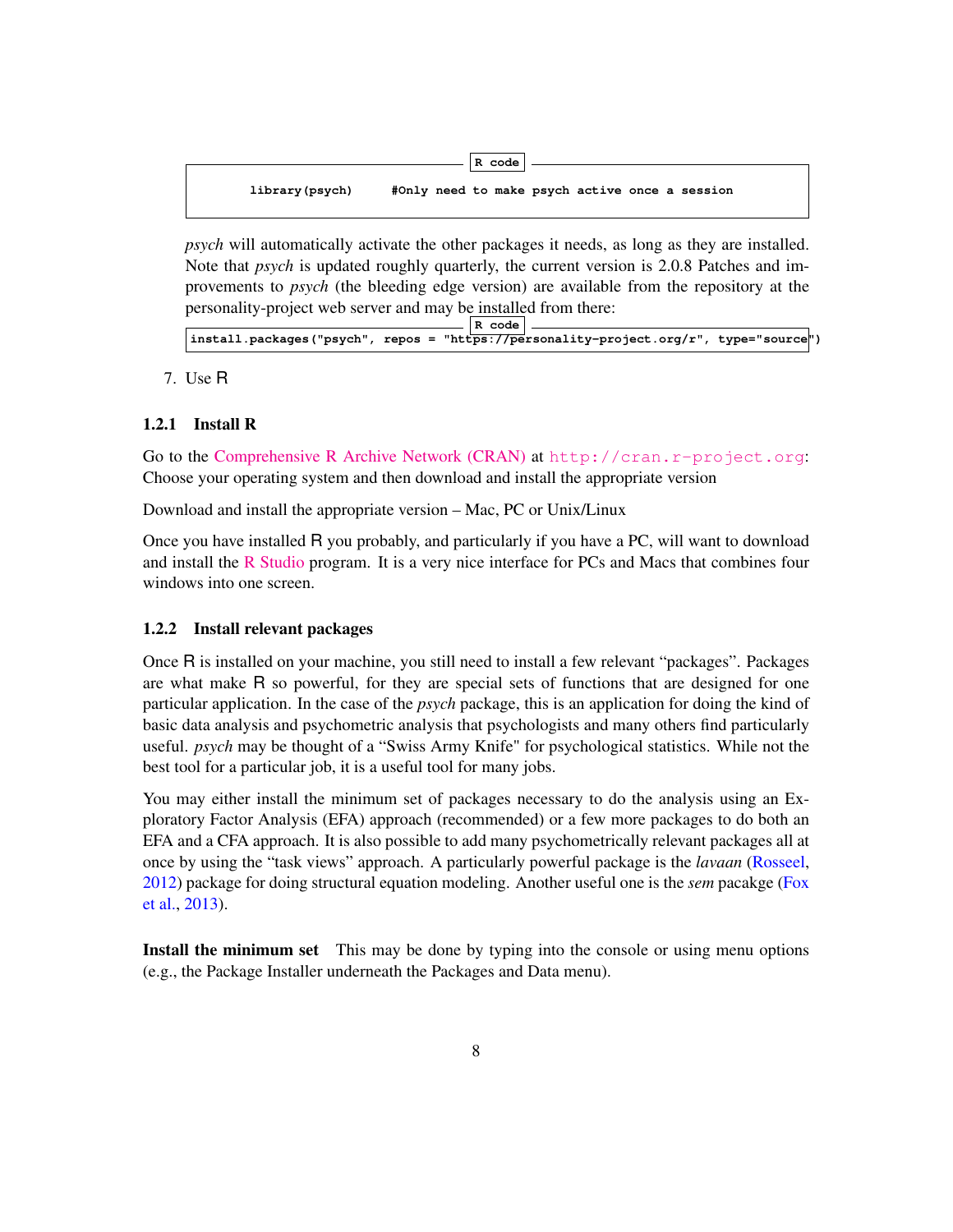```r
library(psych)    #Only need to make psych active once a session
```

*psych* will automatically activate the other packages it needs, as long as they are installed. Note that *psych* is updated roughly quarterly, the current version is 2.0.8 Patches and improvements to *psych* (the bleeding edge version) are available from the repository at the personality-project web server and may be installed from there:

```r
install.packages("psych", repos = "https://personality-project.org/r", type="source")
```

7. Use R

### 1.2.1 Install R

Go to the Comprehensive R Archive Network (CRAN) at http://cran.r-project.org: Choose your operating system and then download and install the appropriate version

Download and install the appropriate version – Mac, PC or Unix/Linux

Once you have installed R you probably, and particularly if you have a PC, will want to download and install the R Studio program. It is a very nice interface for PCs and Macs that combines four windows into one screen.

### 1.2.2 Install relevant packages

Once R is installed on your machine, you still need to install a few relevant "packages". Packages are what make R so powerful, for they are special sets of functions that are designed for one particular application. In the case of the *psych* package, this is an application for doing the kind of basic data analysis and psychometric analysis that psychologists and many others find particularly useful. *psych* may be thought of a "Swiss Army Knife" for psychological statistics. While not the best tool for a particular job, it is a useful tool for many jobs.

You may either install the minimum set of packages necessary to do the analysis using an Exploratory Factor Analysis (EFA) approach (recommended) or a few more packages to do both an EFA and a CFA approach. It is also possible to add many psychometrically relevant packages all at once by using the "task views" approach. A particularly powerful package is the *lavaan* (Rosseel, 2012) package for doing structural equation modeling. Another useful one is the *sem* pacakge (Fox et al., 2013).

**Install the minimum set** This may be done by typing into the console or using menu options (e.g., the Package Installer underneath the Packages and Data menu).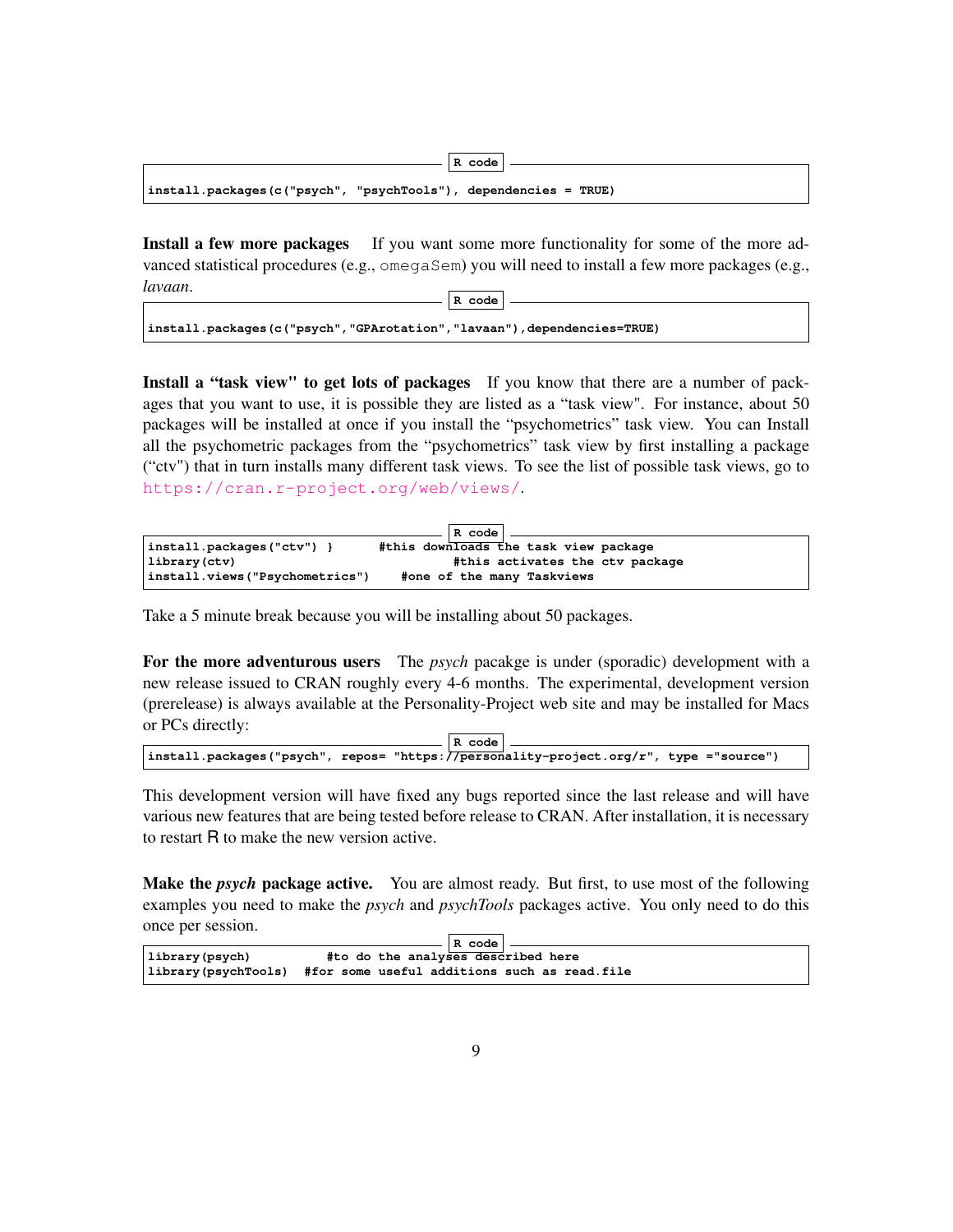```
install.packages(c("psych", "psychTools"), dependencies = TRUE)
```

**Install a few more packages** If you want some more functionality for some of the more advanced statistical procedures (e.g., omegaSem) you will need to install a few more packages (e.g., *lavaan*.

```
install.packages(c("psych","GPArotation","lavaan"),dependencies=TRUE)
```

**Install a "task view" to get lots of packages** If you know that there are a number of packages that you want to use, it is possible they are listed as a "task view". For instance, about 50 packages will be installed at once if you install the "psychometrics" task view. You can Install all the psychometric packages from the "psychometrics" task view by first installing a package ("ctv") that in turn installs many different task views. To see the list of possible task views, go to https://cran.r-project.org/web/views/.

```
install.packages("ctv") }      #this downloads the task view package
library(ctv)                          #this activates the ctv package
install.views("Psychometrics")    #one of the many Taskviews
```

Take a 5 minute break because you will be installing about 50 packages.

**For the more adventurous users** The *psych* pacakge is under (sporadic) development with a new release issued to CRAN roughly every 4-6 months. The experimental, development version (prerelease) is always available at the Personality-Project web site and may be installed for Macs or PCs directly:

```
install.packages("psych", repos= "https://personality-project.org/r", type ="source")
```

This development version will have fixed any bugs reported since the last release and will have various new features that are being tested before release to CRAN. After installation, it is necessary to restart R to make the new version active.

**Make the *psych* package active.** You are almost ready. But first, to use most of the following examples you need to make the *psych* and *psychTools* packages active. You only need to do this once per session.

```
library(psych)         #to do the analyses described here
library(psychTools)  #for some useful additions such as read.file
```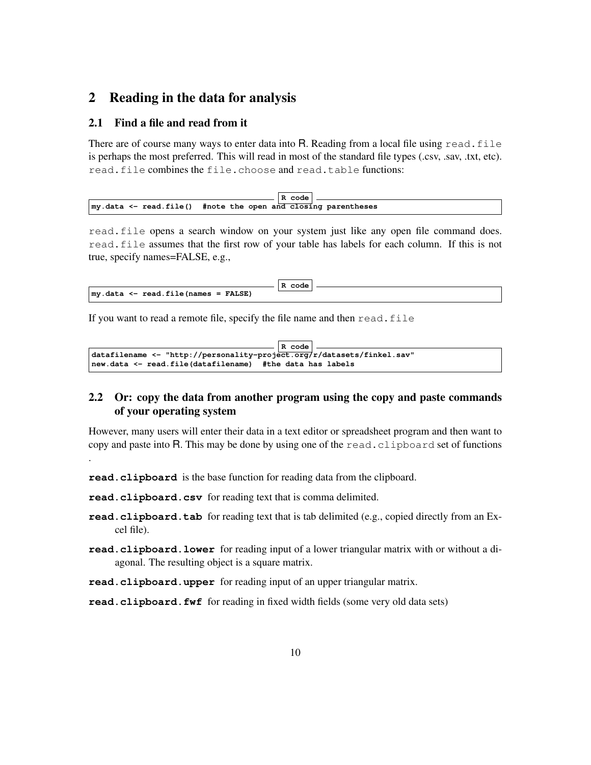# 2 Reading in the data for analysis

## 2.1 Find a file and read from it

There are of course many ways to enter data into R. Reading from a local file using `read.file` is perhaps the most preferred. This will read in most of the standard file types (.csv, .sav, .txt, etc). `read.file` combines the `file.choose` and `read.table` functions:

```
my.data <- read.file()  #note the open and closing parentheses
```

`read.file` opens a search window on your system just like any open file command does. `read.file` assumes that the first row of your table has labels for each column. If this is not true, specify names=FALSE, e.g.,

```
my.data <- read.file(names = FALSE)
```

If you want to read a remote file, specify the file name and then `read.file`

```
datafilename <- "http://personality-project.org/r/datasets/finkel.sav"
new.data <- read.file(datafilename)  #the data has labels
```

## 2.2 Or: copy the data from another program using the copy and paste commands of your operating system

However, many users will enter their data in a text editor or spreadsheet program and then want to copy and paste into R. This may be done by using one of the `read.clipboard` set of functions .

**`read.clipboard`** is the base function for reading data from the clipboard.

**`read.clipboard.csv`** for reading text that is comma delimited.

**`read.clipboard.tab`** for reading text that is tab delimited (e.g., copied directly from an Excel file).

**`read.clipboard.lower`** for reading input of a lower triangular matrix with or without a diagonal. The resulting object is a square matrix.

**`read.clipboard.upper`** for reading input of an upper triangular matrix.

**`read.clipboard.fwf`** for reading in fixed width fields (some very old data sets)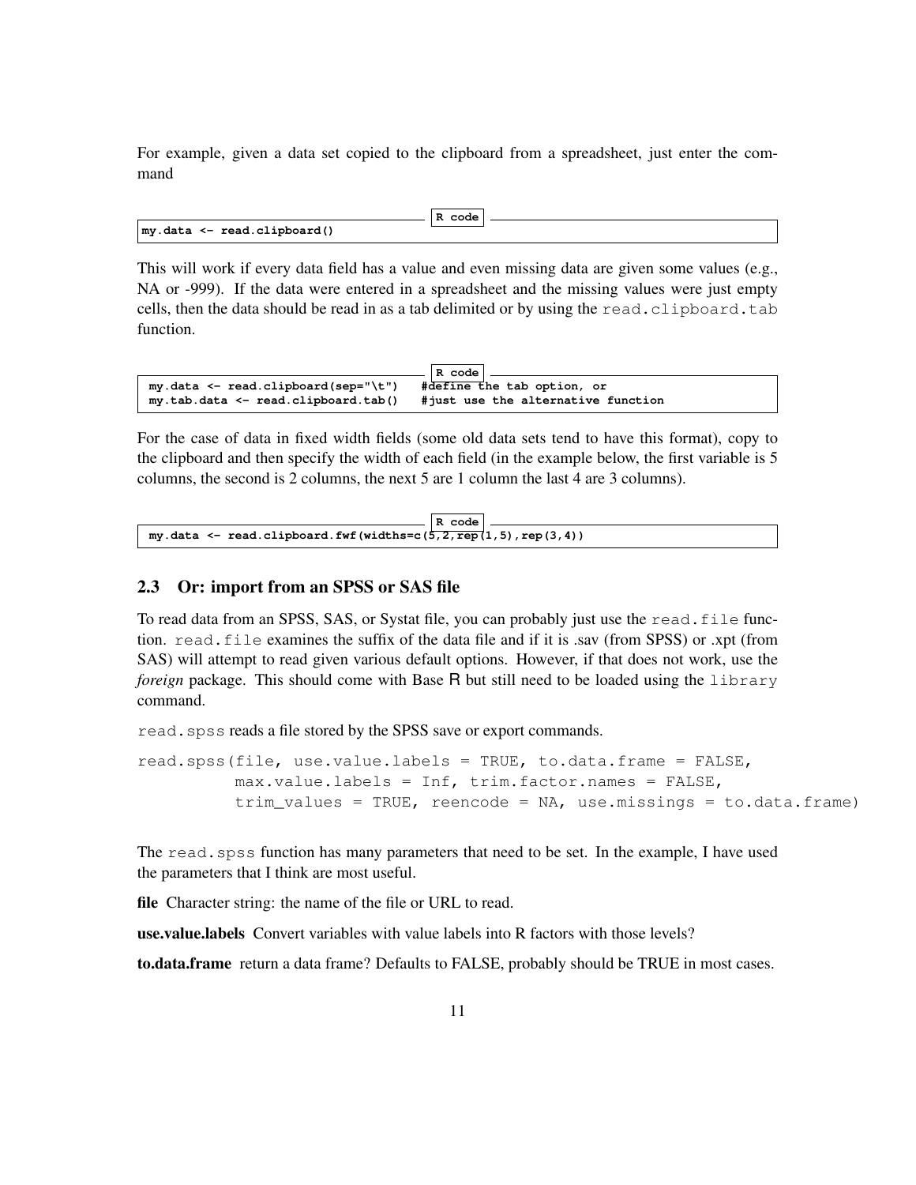For example, given a data set copied to the clipboard from a spreadsheet, just enter the command

```
my.data <- read.clipboard()
```

This will work if every data field has a value and even missing data are given some values (e.g., NA or -999). If the data were entered in a spreadsheet and the missing values were just empty cells, then the data should be read in as a tab delimited or by using the `read.clipboard.tab` function.

```
my.data <- read.clipboard(sep="\t")   #define the tab option, or
my.tab.data <- read.clipboard.tab()   #just use the alternative function
```

For the case of data in fixed width fields (some old data sets tend to have this format), copy to the clipboard and then specify the width of each field (in the example below, the first variable is 5 columns, the second is 2 columns, the next 5 are 1 column the last 4 are 3 columns).

```
my.data <- read.clipboard.fwf(widths=c(5,2,rep(1,5),rep(3,4))
```

## 2.3 Or: import from an SPSS or SAS file

To read data from an SPSS, SAS, or Systat file, you can probably just use the `read.file` function. `read.file` examines the suffix of the data file and if it is .sav (from SPSS) or .xpt (from SAS) will attempt to read given various default options. However, if that does not work, use the *foreign* package. This should come with Base R but still need to be loaded using the `library` command.

`read.spss` reads a file stored by the SPSS save or export commands.

```
read.spss(file, use.value.labels = TRUE, to.data.frame = FALSE,
          max.value.labels = Inf, trim.factor.names = FALSE,
          trim_values = TRUE, reencode = NA, use.missings = to.data.frame)
```

The `read.spss` function has many parameters that need to be set. In the example, I have used the parameters that I think are most useful.

**file** Character string: the name of the file or URL to read.

**use.value.labels** Convert variables with value labels into R factors with those levels?

**to.data.frame** return a data frame? Defaults to FALSE, probably should be TRUE in most cases.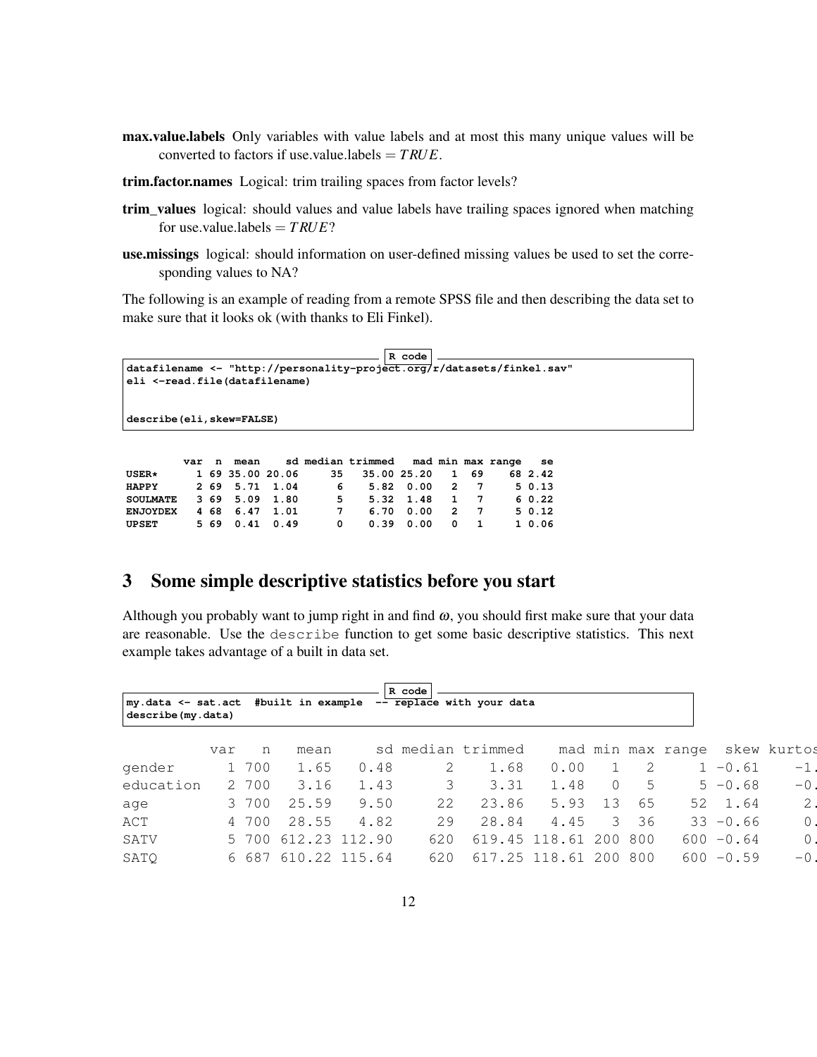**max.value.labels** Only variables with value labels and at most this many unique values will be converted to factors if use.value.labels = $TRUE$.

**trim.factor.names** Logical: trim trailing spaces from factor levels?

**trim_values** logical: should values and value labels have trailing spaces ignored when matching for use.value.labels = $TRUE$?

**use.missings** logical: should information on user-defined missing values be used to set the corresponding values to NA?

The following is an example of reading from a remote SPSS file and then describing the data set to make sure that it looks ok (with thanks to Eli Finkel).

```
datafilename <- "http://personality-project.org/r/datasets/finkel.sav"
eli <-read.file(datafilename)


describe(eli,skew=FALSE)
```

```
         var  n  mean    sd median trimmed   mad min max range   se
USER*      1 69 35.00 20.06     35   35.00 25.20   1  69    68 2.42
HAPPY      2 69  5.71  1.04      6    5.82  0.00   2   7     5 0.13
SOULMATE   3 69  5.09  1.80      5    5.32  1.48   1   7     6 0.22
ENJOYDEX   4 68  6.47  1.01      7    6.70  0.00   2   7     5 0.12
UPSET      5 69  0.41  0.49      0    0.39  0.00   0   1     1 0.06
```

# 3 Some simple descriptive statistics before you start

Although you probably want to jump right in and find $\omega$, you should first make sure that your data are reasonable. Use the `describe` function to get some basic descriptive statistics. This next example takes advantage of a built in data set.

```
my.data <- sat.act  #built in example  -- replace with your data
describe(my.data)
```

```
          var   n   mean     sd median trimmed    mad min max range  skew kurtos
gender      1 700   1.65   0.48      2    1.68   0.00   1   2     1 -0.61    -1.
education   2 700   3.16   1.43      3    3.31   1.48   0   5     5 -0.68    -0.
age         3 700  25.59   9.50     22   23.86   5.93  13  65    52  1.64     2.
ACT         4 700  28.55   4.82     29   28.84   4.45   3  36    33 -0.66     0.
SATV        5 700 612.23 112.90    620  619.45 118.61 200 800   600 -0.64     0.
SATQ        6 687 610.22 115.64    620  617.25 118.61 200 800   600 -0.59    -0.
```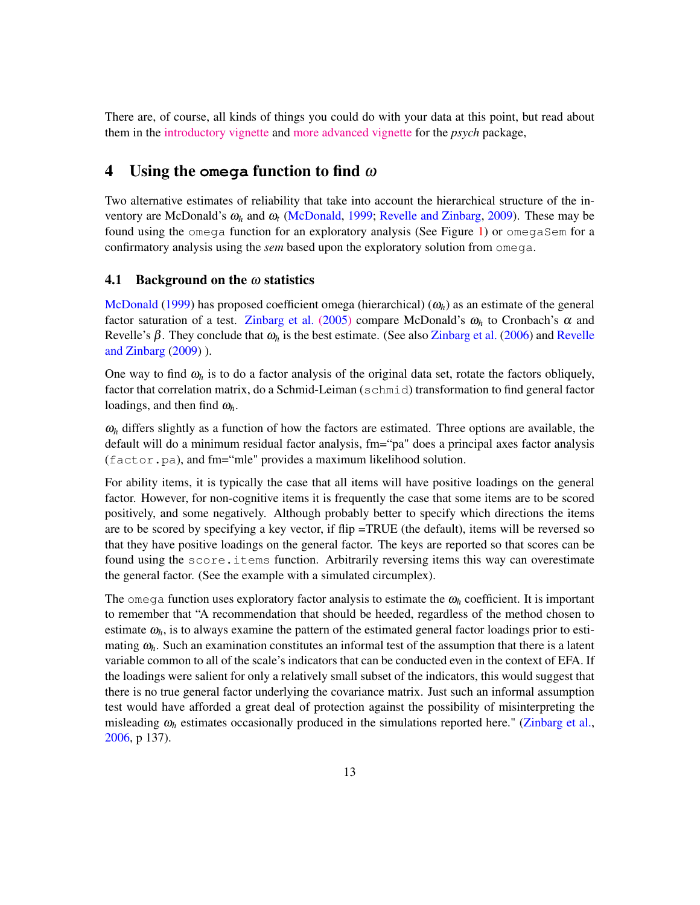There are, of course, all kinds of things you could do with your data at this point, but read about them in the introductory vignette and more advanced vignette for the *psych* package,

## 4 Using the `omega` function to find $\omega$

Two alternative estimates of reliability that take into account the hierarchical structure of the inventory are McDonald's $\omega_h$ and $\omega_t$ (McDonald, 1999; Revelle and Zinbarg, 2009). These may be found using the `omega` function for an exploratory analysis (See Figure 1) or `omegaSem` for a confirmatory analysis using the *sem* based upon the exploratory solution from `omega`.

### 4.1 Background on the $\omega$ statistics

McDonald (1999) has proposed coefficient omega (hierarchical) ($\omega_h$) as an estimate of the general factor saturation of a test. Zinbarg et al. (2005) compare McDonald's $\omega_h$ to Cronbach's $\alpha$ and Revelle's $\beta$. They conclude that $\omega_h$ is the best estimate. (See also Zinbarg et al. (2006) and Revelle and Zinbarg (2009) ).

One way to find $\omega_h$ is to do a factor analysis of the original data set, rotate the factors obliquely, factor that correlation matrix, do a Schmid-Leiman (`schmid`) transformation to find general factor loadings, and then find $\omega_h$.

$\omega_h$ differs slightly as a function of how the factors are estimated. Three options are available, the default will do a minimum residual factor analysis, fm="pa" does a principal axes factor analysis (`factor.pa`), and fm="mle" provides a maximum likelihood solution.

For ability items, it is typically the case that all items will have positive loadings on the general factor. However, for non-cognitive items it is frequently the case that some items are to be scored positively, and some negatively. Although probably better to specify which directions the items are to be scored by specifying a key vector, if flip =TRUE (the default), items will be reversed so that they have positive loadings on the general factor. The keys are reported so that scores can be found using the `score.items` function. Arbitrarily reversing items this way can overestimate the general factor. (See the example with a simulated circumplex).

The `omega` function uses exploratory factor analysis to estimate the $\omega_h$ coefficient. It is important to remember that "A recommendation that should be heeded, regardless of the method chosen to estimate $\omega_h$, is to always examine the pattern of the estimated general factor loadings prior to estimating $\omega_h$. Such an examination constitutes an informal test of the assumption that there is a latent variable common to all of the scale's indicators that can be conducted even in the context of EFA. If the loadings were salient for only a relatively small subset of the indicators, this would suggest that there is no true general factor underlying the covariance matrix. Just such an informal assumption test would have afforded a great deal of protection against the possibility of misinterpreting the misleading $\omega_h$ estimates occasionally produced in the simulations reported here." (Zinbarg et al., 2006, p 137).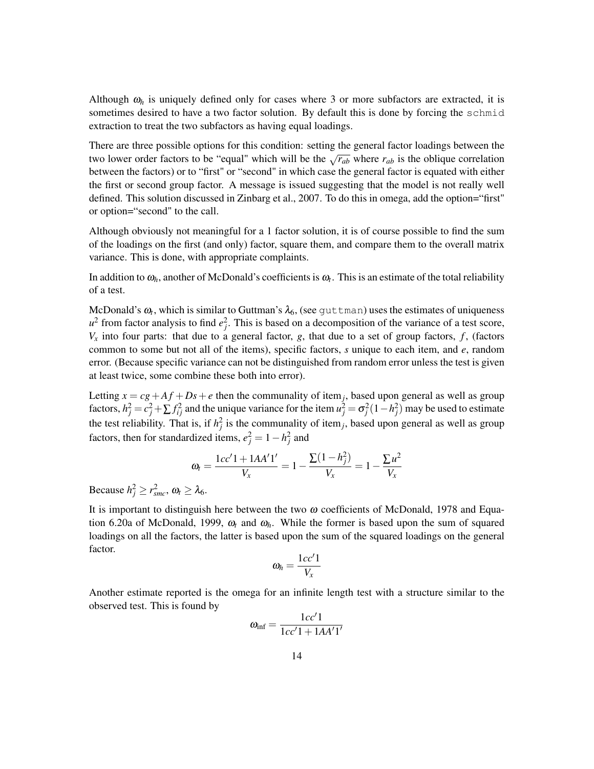Although $\omega_h$ is uniquely defined only for cases where 3 or more subfactors are extracted, it is sometimes desired to have a two factor solution. By default this is done by forcing the `schmid` extraction to treat the two subfactors as having equal loadings.

There are three possible options for this condition: setting the general factor loadings between the two lower order factors to be "equal" which will be the $\sqrt{r_{ab}}$ where $r_{ab}$ is the oblique correlation between the factors) or to "first" or "second" in which case the general factor is equated with either the first or second group factor. A message is issued suggesting that the model is not really well defined. This solution discussed in Zinbarg et al., 2007. To do this in omega, add the option="first" or option="second" to the call.

Although obviously not meaningful for a 1 factor solution, it is of course possible to find the sum of the loadings on the first (and only) factor, square them, and compare them to the overall matrix variance. This is done, with appropriate complaints.

In addition to $\omega_h$, another of McDonald's coefficients is $\omega_t$. This is an estimate of the total reliability of a test.

McDonald's $\omega_t$, which is similar to Guttman's $\lambda_6$, (see `guttman`) uses the estimates of uniqueness $u^2$ from factor analysis to find $e_j^2$. This is based on a decomposition of the variance of a test score, $V_x$ into four parts: that due to a general factor, $g$, that due to a set of group factors, $f$, (factors common to some but not all of the items), specific factors, $s$ unique to each item, and $e$, random error. (Because specific variance can not be distinguished from random error unless the test is given at least twice, some combine these both into error).

Letting $x = cg + Af + Ds + e$ then the communality of item$_j$, based upon general as well as group factors, $h_j^2 = c_j^2 + \sum f_{ij}^2$ and the unique variance for the item $u_j^2 = \sigma_j^2(1 - h_j^2)$ may be used to estimate the test reliability. That is, if $h_j^2$ is the communality of item$_j$, based upon general as well as group factors, then for standardized items, $e_j^2 = 1 - h_j^2$ and

$$\omega_t = \frac{1cc'1 + 1AA'1'}{V_x} = 1 - \frac{\sum(1-h_j^2)}{V_x} = 1 - \frac{\sum u^2}{V_x}$$

Because $h_j^2 \geq r_{smc}^2$, $\omega_t \geq \lambda_6$.

It is important to distinguish here between the two $\omega$ coefficients of McDonald, 1978 and Equation 6.20a of McDonald, 1999, $\omega_t$ and $\omega_h$. While the former is based upon the sum of squared loadings on all the factors, the latter is based upon the sum of the squared loadings on the general factor.

$$\omega_h = \frac{1cc'1}{V_x}$$

Another estimate reported is the omega for an infinite length test with a structure similar to the observed test. This is found by

$$\omega_{\inf} = \frac{1cc'1}{1cc'1 + 1AA'1'}$$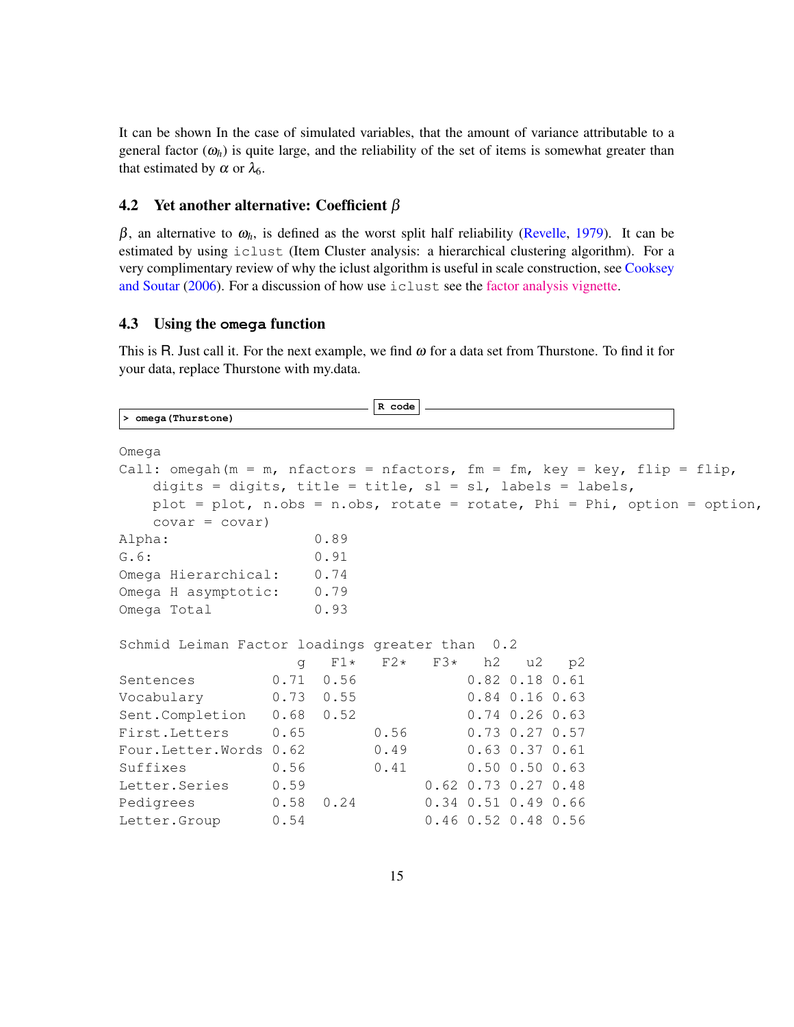It can be shown In the case of simulated variables, that the amount of variance attributable to a general factor ($\omega_h$) is quite large, and the reliability of the set of items is somewhat greater than that estimated by $\alpha$ or $\lambda_6$.

### 4.2 Yet another alternative: Coefficient $\beta$

$\beta$, an alternative to $\omega_h$, is defined as the worst split half reliability (Revelle, 1979). It can be estimated by using iclust (Item Cluster analysis: a hierarchical clustering algorithm). For a very complimentary review of why the iclust algorithm is useful in scale construction, see Cooksey and Soutar (2006). For a discussion of how use iclust see the factor analysis vignette.

### 4.3 Using the omega function

This is R. Just call it. For the next example, we find $\omega$ for a data set from Thurstone. To find it for your data, replace Thurstone with my.data.

```
> omega(Thurstone)
```

```
Omega
Call: omegah(m = m, nfactors = nfactors, fm = fm, key = key, flip = flip,
    digits = digits, title = title, sl = sl, labels = labels,
    plot = plot, n.obs = n.obs, rotate = rotate, Phi = Phi, option = option,
    covar = covar)
Alpha:                 0.89
G.6:                   0.91
Omega Hierarchical:    0.74
Omega H asymptotic:    0.79
Omega Total            0.93

Schmid Leiman Factor loadings greater than  0.2
                     g   F1*   F2*   F3*   h2   u2   p2
Sentences         0.71  0.56             0.82 0.18 0.61
Vocabulary        0.73  0.55             0.84 0.16 0.63
Sent.Completion   0.68  0.52             0.74 0.26 0.63
First.Letters     0.65        0.56       0.73 0.27 0.57
Four.Letter.Words 0.62        0.49       0.63 0.37 0.61
Suffixes          0.56        0.41       0.50 0.50 0.63
Letter.Series     0.59              0.62 0.73 0.27 0.48
Pedigrees         0.58  0.24        0.34 0.51 0.49 0.66
Letter.Group      0.54              0.46 0.52 0.48 0.56
```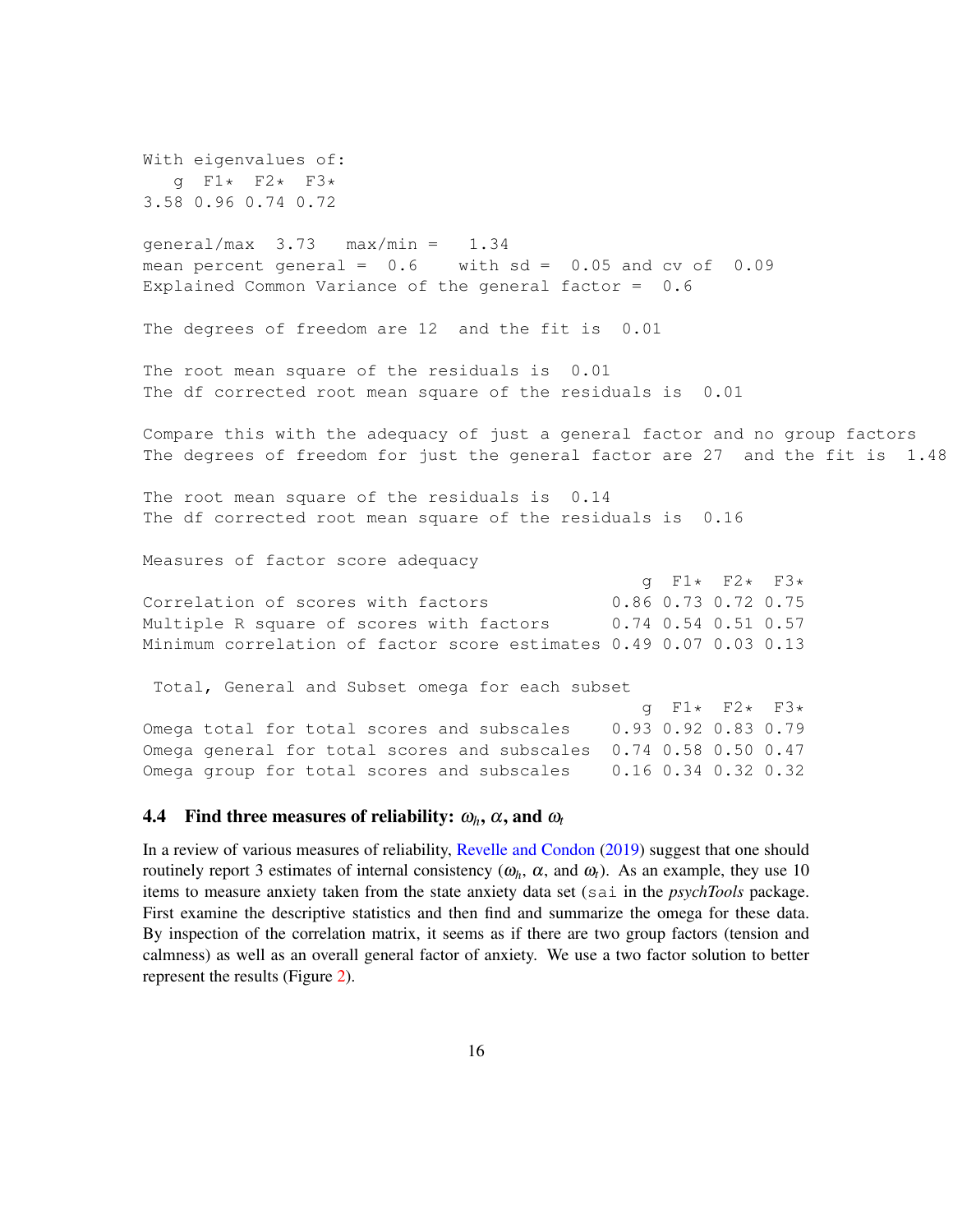```
With eigenvalues of:
   g  F1*  F2*  F3*
3.58 0.96 0.74 0.72

general/max  3.73   max/min =   1.34
mean percent general =  0.6    with sd =  0.05 and cv of  0.09
Explained Common Variance of the general factor =  0.6

The degrees of freedom are 12  and the fit is  0.01

The root mean square of the residuals is  0.01
The df corrected root mean square of the residuals is  0.01

Compare this with the adequacy of just a general factor and no group factors
The degrees of freedom for just the general factor are 27  and the fit is  1.48

The root mean square of the residuals is  0.14
The df corrected root mean square of the residuals is  0.16

Measures of factor score adequacy
                                                 g  F1*  F2*  F3*
Correlation of scores with factors            0.86 0.73 0.72 0.75
Multiple R square of scores with factors      0.74 0.54 0.51 0.57
Minimum correlation of factor score estimates 0.49 0.07 0.03 0.13

 Total, General and Subset omega for each subset
                                                 g  F1*  F2*  F3*
Omega total for total scores and subscales    0.93 0.92 0.83 0.79
Omega general for total scores and subscales  0.74 0.58 0.50 0.47
Omega group for total scores and subscales    0.16 0.34 0.32 0.32
```

### 4.4 Find three measures of reliability: $\omega_h$, $\alpha$, and $\omega_t$

In a review of various measures of reliability, Revelle and Condon (2019) suggest that one should routinely report 3 estimates of internal consistency ($\omega_h$, $\alpha$, and $\omega_t$). As an example, they use 10 items to measure anxiety taken from the state anxiety data set (`sai` in the *psychTools* package. First examine the descriptive statistics and then find and summarize the omega for these data. By inspection of the correlation matrix, it seems as if there are two group factors (tension and calmness) as well as an overall general factor of anxiety. We use a two factor solution to better represent the results (Figure 2).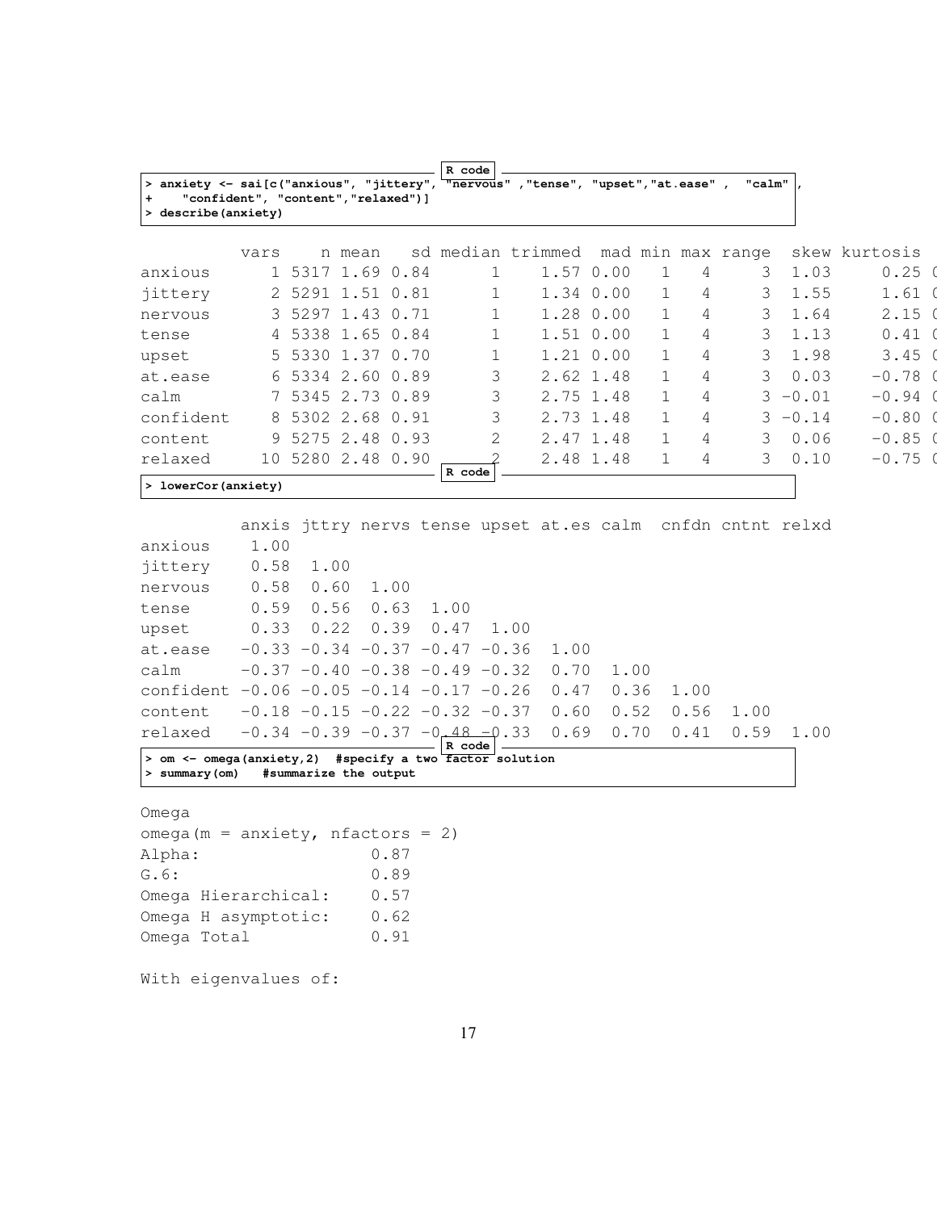```
R code
> anxiety <- sai[c("anxious", "jittery", "nervous" ,"tense", "upset","at.ease" ,  "calm" ,
+    "confident", "content","relaxed")]
> describe(anxiety)
```

```
          vars    n mean   sd median trimmed  mad min max range  skew kurtosis
anxious      1 5317 1.69 0.84      1    1.57 0.00   1   4     3  1.03     0.25
jittery      2 5291 1.51 0.81      1    1.34 0.00   1   4     3  1.55     1.61
nervous      3 5297 1.43 0.71      1    1.28 0.00   1   4     3  1.64     2.15
tense        4 5338 1.65 0.84      1    1.51 0.00   1   4     3  1.13     0.41
upset        5 5330 1.37 0.70      1    1.21 0.00   1   4     3  1.98     3.45
at.ease      6 5334 2.60 0.89      3    2.62 1.48   1   4     3  0.03    -0.78
calm         7 5345 2.73 0.89      3    2.75 1.48   1   4     3 -0.01    -0.94
confident    8 5302 2.68 0.91      3    2.73 1.48   1   4     3 -0.14    -0.80
content      9 5275 2.48 0.93      2    2.47 1.48   1   4     3  0.06    -0.85
relaxed     10 5280 2.48 0.90      2    2.48 1.48   1   4     3  0.10    -0.75
```

```
R code
> lowerCor(anxiety)
```

```
          anxis jttry nervs tense upset at.es calm  cnfdn cntnt relxd
anxious    1.00
jittery    0.58  1.00
nervous    0.58  0.60  1.00
tense      0.59  0.56  0.63  1.00
upset      0.33  0.22  0.39  0.47  1.00
at.ease   -0.33 -0.34 -0.37 -0.47 -0.36  1.00
calm      -0.37 -0.40 -0.38 -0.49 -0.32  0.70  1.00
confident -0.06 -0.05 -0.14 -0.17 -0.26  0.47  0.36  1.00
content   -0.18 -0.15 -0.22 -0.32 -0.37  0.60  0.52  0.56  1.00
relaxed   -0.34 -0.39 -0.37 -0.48 -0.33  0.69  0.70  0.41  0.59  1.00
```

```
R code
> om <- omega(anxiety,2)  #specify a two factor solution
> summary(om)   #summarize the output
```

```
Omega
omega(m = anxiety, nfactors = 2)
Alpha:                 0.87
G.6:                   0.89
Omega Hierarchical:    0.57
Omega H asymptotic:    0.62
Omega Total            0.91

With eigenvalues of:
```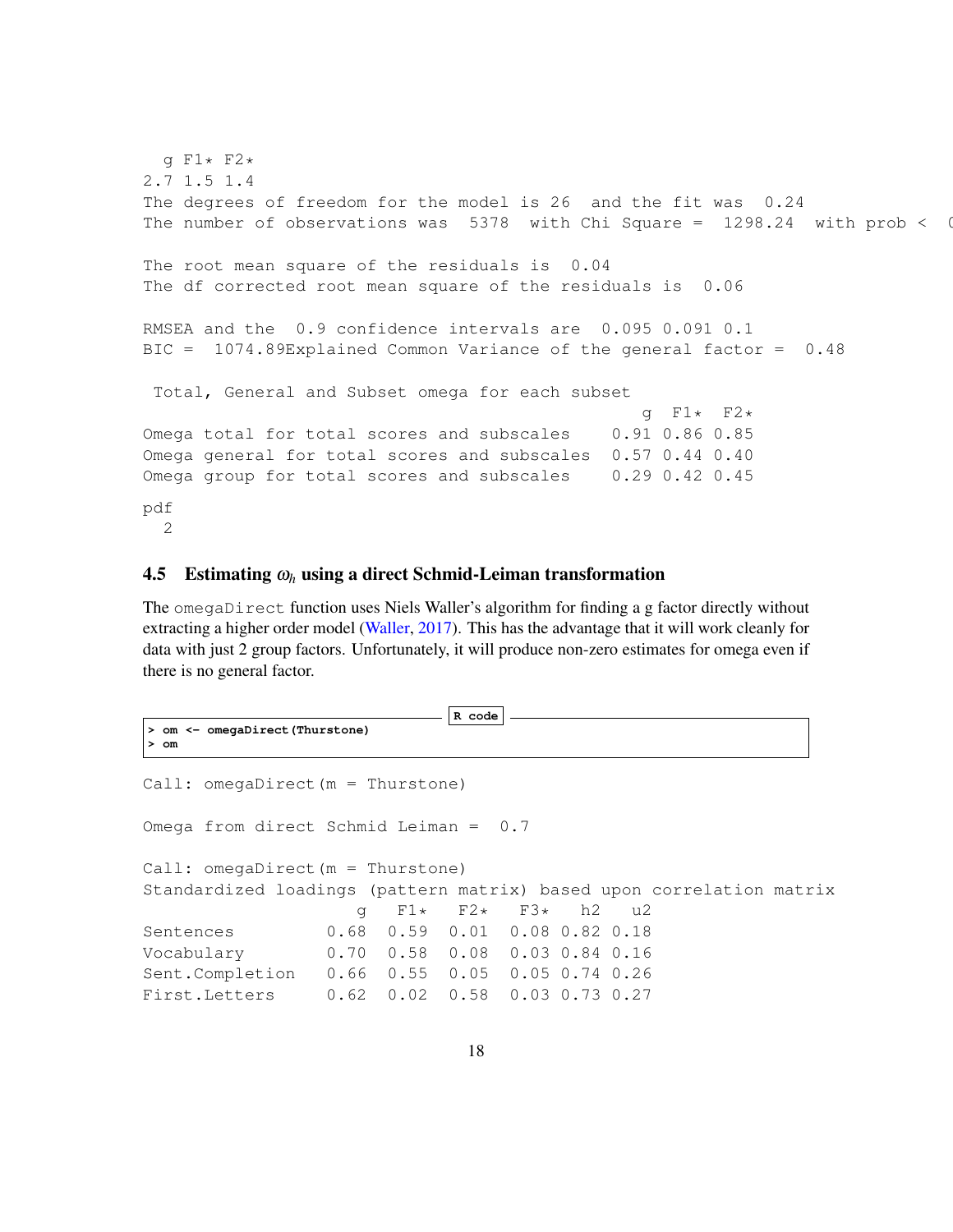```
  g F1* F2*
2.7 1.5 1.4
The degrees of freedom for the model is 26  and the fit was  0.24
The number of observations was  5378  with Chi Square =  1298.24  with prob <  (

The root mean square of the residuals is  0.04
The df corrected root mean square of the residuals is  0.06

RMSEA and the  0.9 confidence intervals are  0.095 0.091 0.1
BIC =  1074.89Explained Common Variance of the general factor =  0.48

 Total, General and Subset omega for each subset
                                                 g  F1*  F2*
Omega total for total scores and subscales    0.91 0.86 0.85
Omega general for total scores and subscales  0.57 0.44 0.40
Omega group for total scores and subscales    0.29 0.42 0.45

pdf
  2
```

### 4.5 Estimating $\omega_h$ using a direct Schmid-Leiman transformation

The `omegaDirect` function uses Niels Waller's algorithm for finding a g factor directly without extracting a higher order model (Waller, 2017). This has the advantage that it will work cleanly for data with just 2 group factors. Unfortunately, it will produce non-zero estimates for omega even if there is no general factor.

```
> om <- omegaDirect(Thurstone)
> om
```

```
Call: omegaDirect(m = Thurstone)

Omega from direct Schmid Leiman =  0.7

Call: omegaDirect(m = Thurstone)
Standardized loadings (pattern matrix) based upon correlation matrix
                    g   F1*   F2*   F3*   h2   u2
Sentences         0.68  0.59  0.01  0.08 0.82 0.18
Vocabulary        0.70  0.58  0.08  0.03 0.84 0.16
Sent.Completion   0.66  0.55  0.05  0.05 0.74 0.26
First.Letters     0.62  0.02  0.58  0.03 0.73 0.27
```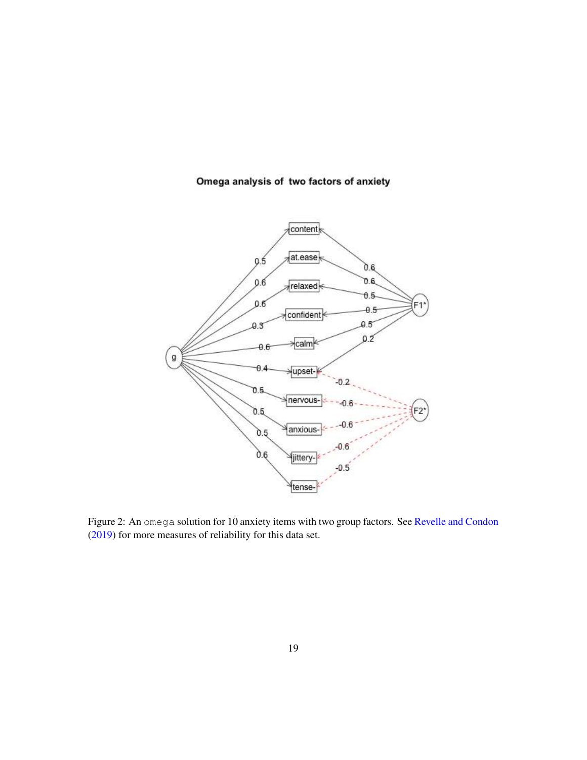Figure 2: An `omega` solution for 10 anxiety items with two group factors. See Revelle and Condon (2019) for more measures of reliability for this data set.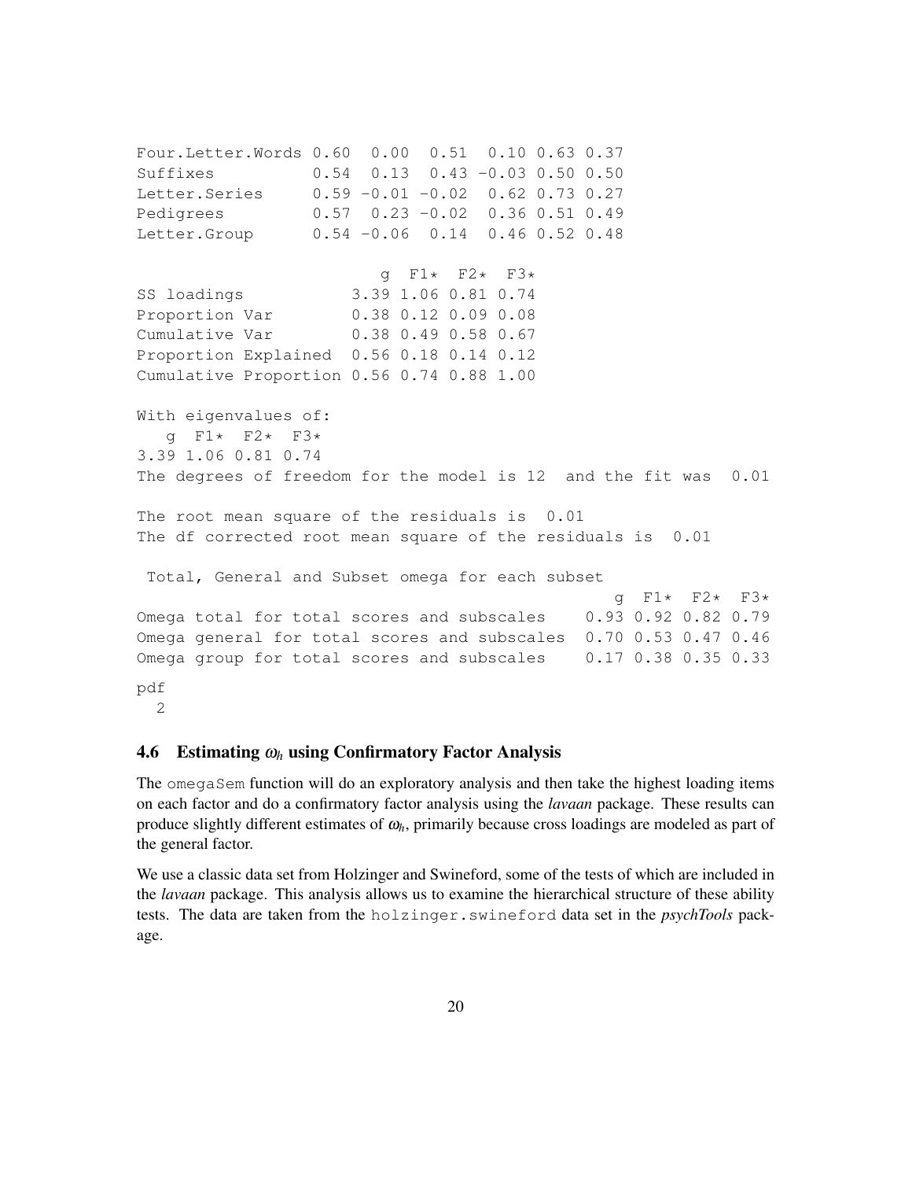```
Four.Letter.Words 0.60  0.00  0.51  0.10 0.63 0.37
Suffixes          0.54  0.13  0.43 -0.03 0.50 0.50
Letter.Series     0.59 -0.01 -0.02  0.62 0.73 0.27
Pedigrees         0.57  0.23 -0.02  0.36 0.51 0.49
Letter.Group      0.54 -0.06  0.14  0.46 0.52 0.48

                        g  F1*  F2*  F3*
SS loadings           3.39 1.06 0.81 0.74
Proportion Var        0.38 0.12 0.09 0.08
Cumulative Var        0.38 0.49 0.58 0.67
Proportion Explained  0.56 0.18 0.14 0.12
Cumulative Proportion 0.56 0.74 0.88 1.00

With eigenvalues of:
   g  F1*  F2*  F3*
3.39 1.06 0.81 0.74
The degrees of freedom for the model is 12  and the fit was  0.01

The root mean square of the residuals is  0.01
The df corrected root mean square of the residuals is  0.01

 Total, General and Subset omega for each subset
                                                 g  F1*  F2*  F3*
Omega total for total scores and subscales    0.93 0.92 0.82 0.79
Omega general for total scores and subscales  0.70 0.53 0.47 0.46
Omega group for total scores and subscales    0.17 0.38 0.35 0.33

pdf
  2
```

### 4.6 Estimating $\omega_h$ using Confirmatory Factor Analysis

The omegaSem function will do an exploratory analysis and then take the highest loading items on each factor and do a confirmatory factor analysis using the *lavaan* package. These results can produce slightly different estimates of $\omega_h$, primarily because cross loadings are modeled as part of the general factor.

We use a classic data set from Holzinger and Swineford, some of the tests of which are included in the *lavaan* package. This analysis allows us to examine the hierarchical structure of these ability tests. The data are taken from the holzinger.swineford data set in the *psychTools* package.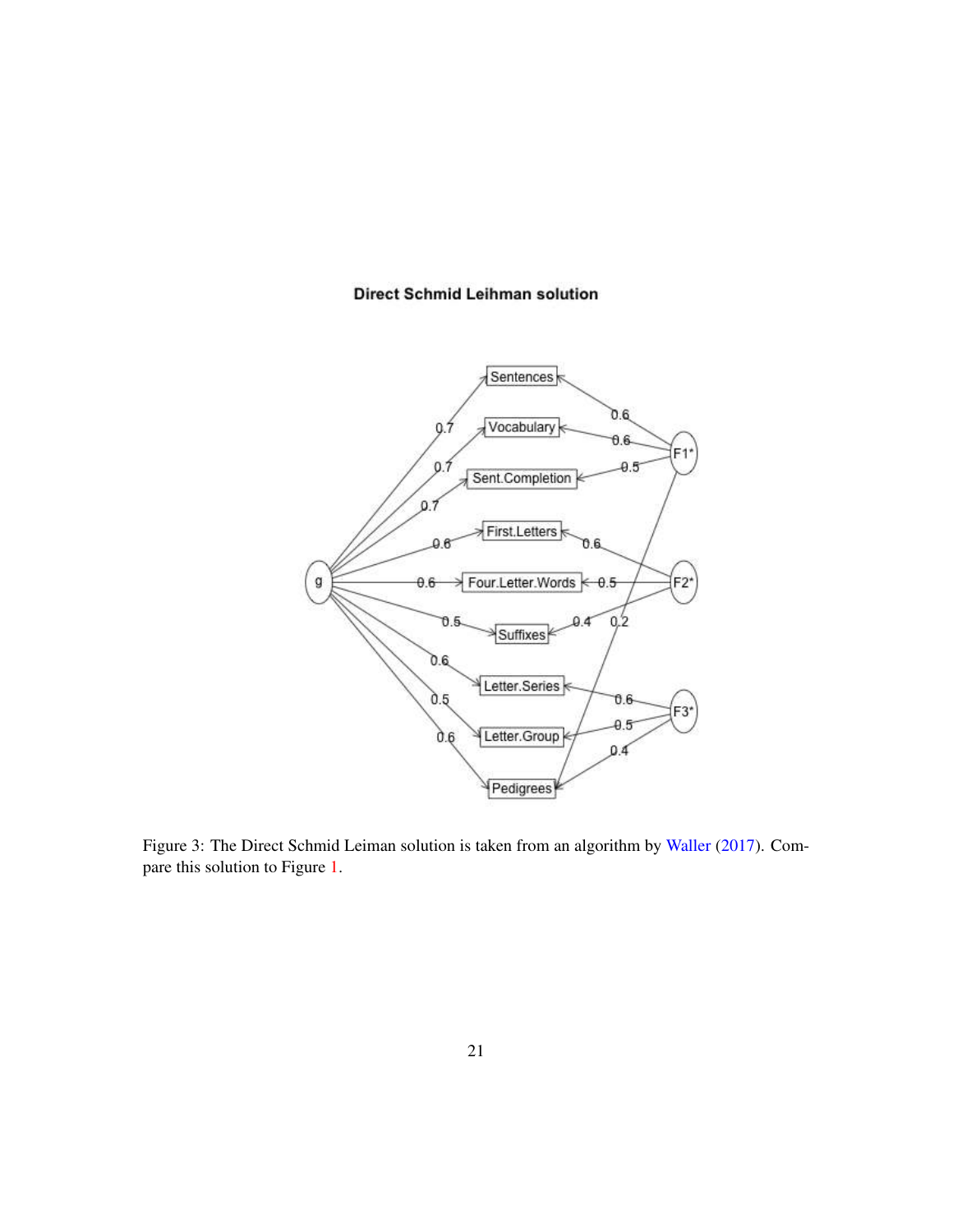Figure 3: The Direct Schmid Leiman solution is taken from an algorithm by Waller (2017). Compare this solution to Figure 1.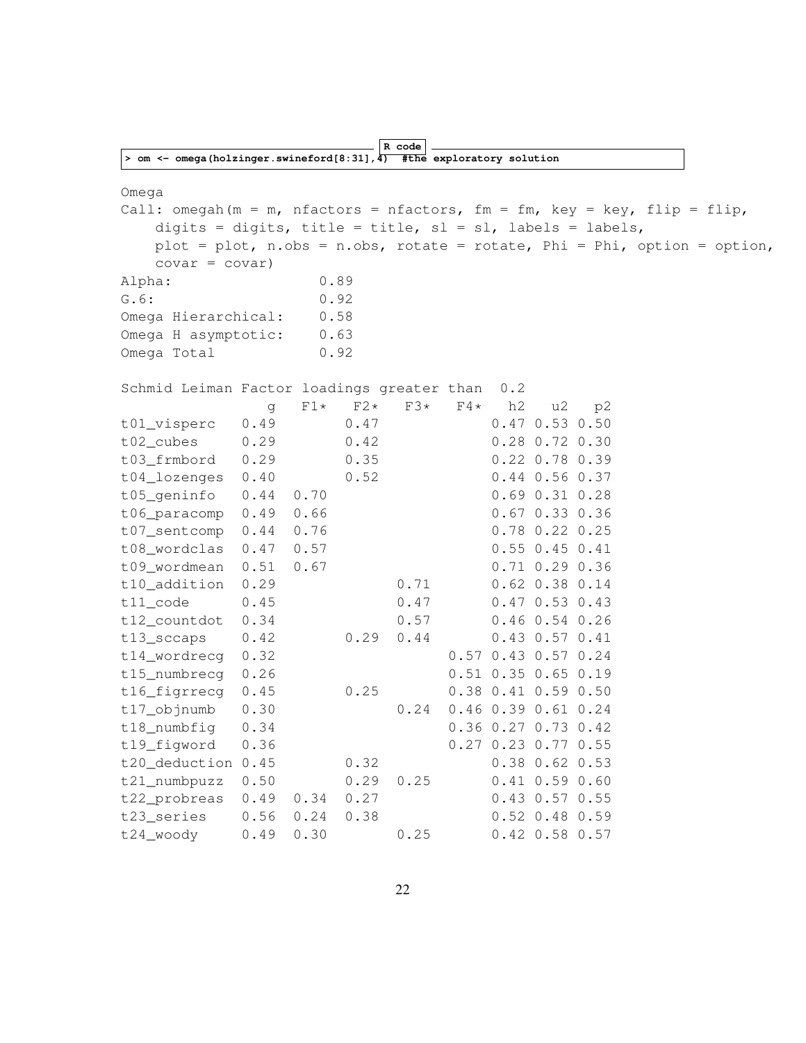R code

```
> om <- omega(holzinger.swineford[8:31],4)  #the exploratory solution
```

```
Omega
Call: omegah(m = m, nfactors = nfactors, fm = fm, key = key, flip = flip,
    digits = digits, title = title, sl = sl, labels = labels,
    plot = plot, n.obs = n.obs, rotate = rotate, Phi = Phi, option = option,
    covar = covar)
Alpha:                 0.89
G.6:                   0.92
Omega Hierarchical:    0.58
Omega H asymptotic:    0.63
Omega Total            0.92

Schmid Leiman Factor loadings greater than  0.2
                 g   F1*   F2*   F3*   F4*   h2   u2   p2
t01_visperc   0.49        0.47              0.47 0.53 0.50
t02_cubes     0.29        0.42              0.28 0.72 0.30
t03_frmbord   0.29        0.35              0.22 0.78 0.39
t04_lozenges  0.40        0.52              0.44 0.56 0.37
t05_geninfo   0.44  0.70                    0.69 0.31 0.28
t06_paracomp  0.49  0.66                    0.67 0.33 0.36
t07_sentcomp  0.44  0.76                    0.78 0.22 0.25
t08_wordclas  0.47  0.57                    0.55 0.45 0.41
t09_wordmean  0.51  0.67                    0.71 0.29 0.36
t10_addition  0.29              0.71        0.62 0.38 0.14
t11_code      0.45              0.47        0.47 0.53 0.43
t12_countdot  0.34              0.57        0.46 0.54 0.26
t13_sccaps    0.42        0.29  0.44        0.43 0.57 0.41
t14_wordrecg  0.32                    0.57  0.43 0.57 0.24
t15_numbrecg  0.26                    0.51  0.35 0.65 0.19
t16_figrrecg  0.45        0.25        0.38  0.41 0.59 0.50
t17_objnumb   0.30              0.24  0.46  0.39 0.61 0.24
t18_numbfig   0.34                    0.36  0.27 0.73 0.42
t19_figword   0.36                    0.27  0.23 0.77 0.55
t20_deduction 0.45        0.32              0.38 0.62 0.53
t21_numbpuzz  0.50        0.29  0.25        0.41 0.59 0.60
t22_probreas  0.49  0.34  0.27              0.43 0.57 0.55
t23_series    0.56  0.24  0.38              0.52 0.48 0.59
t24_woody     0.49  0.30        0.25        0.42 0.58 0.57
```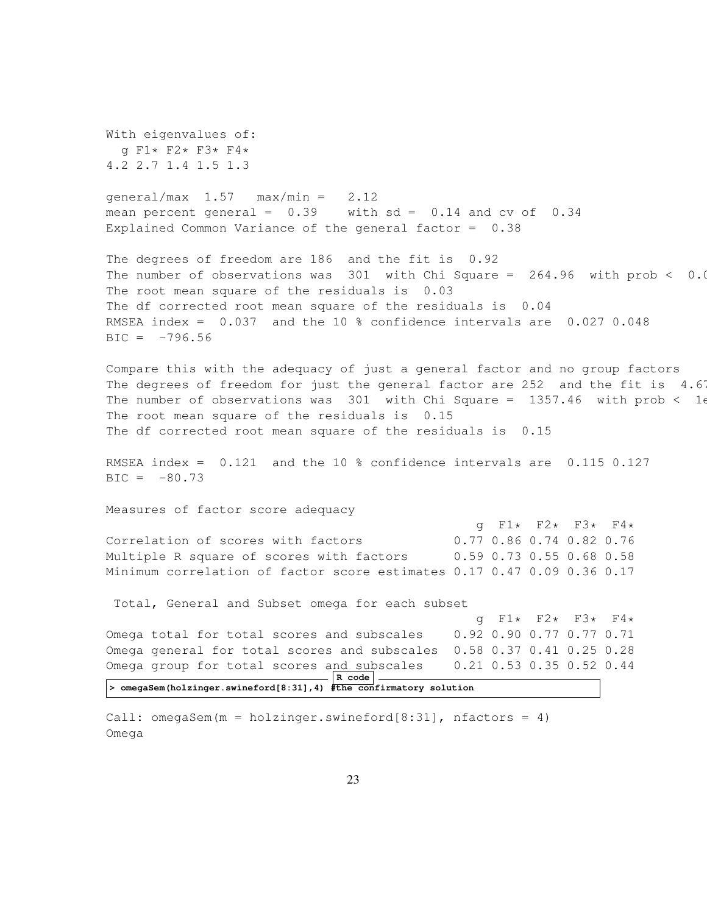```
With eigenvalues of:
  g F1* F2* F3* F4*
4.2 2.7 1.4 1.5 1.3

general/max  1.57   max/min =   2.12
mean percent general =  0.39    with sd =  0.14 and cv of  0.34
Explained Common Variance of the general factor =  0.38

The degrees of freedom are 186  and the fit is  0.92
The number of observations was  301  with Chi Square =  264.96  with prob <  0.0
The root mean square of the residuals is  0.03
The df corrected root mean square of the residuals is  0.04
RMSEA index =  0.037  and the 10 % confidence intervals are  0.027 0.048
BIC =  -796.56

Compare this with the adequacy of just a general factor and no group factors
The degrees of freedom for just the general factor are 252  and the fit is  4.67
The number of observations was  301  with Chi Square =  1357.46  with prob <  1e
The root mean square of the residuals is  0.15
The df corrected root mean square of the residuals is  0.15

RMSEA index =  0.121  and the 10 % confidence intervals are  0.115 0.127
BIC =  -80.73

Measures of factor score adequacy
                                                  g  F1*  F2*  F3*  F4*
Correlation of scores with factors             0.77 0.86 0.74 0.82 0.76
Multiple R square of scores with factors       0.59 0.73 0.55 0.68 0.58
Minimum correlation of factor score estimates 0.17 0.47 0.09 0.36 0.17

 Total, General and Subset omega for each subset
                                                  g  F1*  F2*  F3*  F4*
Omega total for total scores and subscales    0.92 0.90 0.77 0.77 0.71
Omega general for total scores and subscales  0.58 0.37 0.41 0.25 0.28
Omega group for total scores and subscales    0.21 0.53 0.35 0.52 0.44
```

R code
```
> omegaSem(holzinger.swineford[8:31],4) #the confirmatory solution
```

```
Call: omegaSem(m = holzinger.swineford[8:31], nfactors = 4)
Omega
```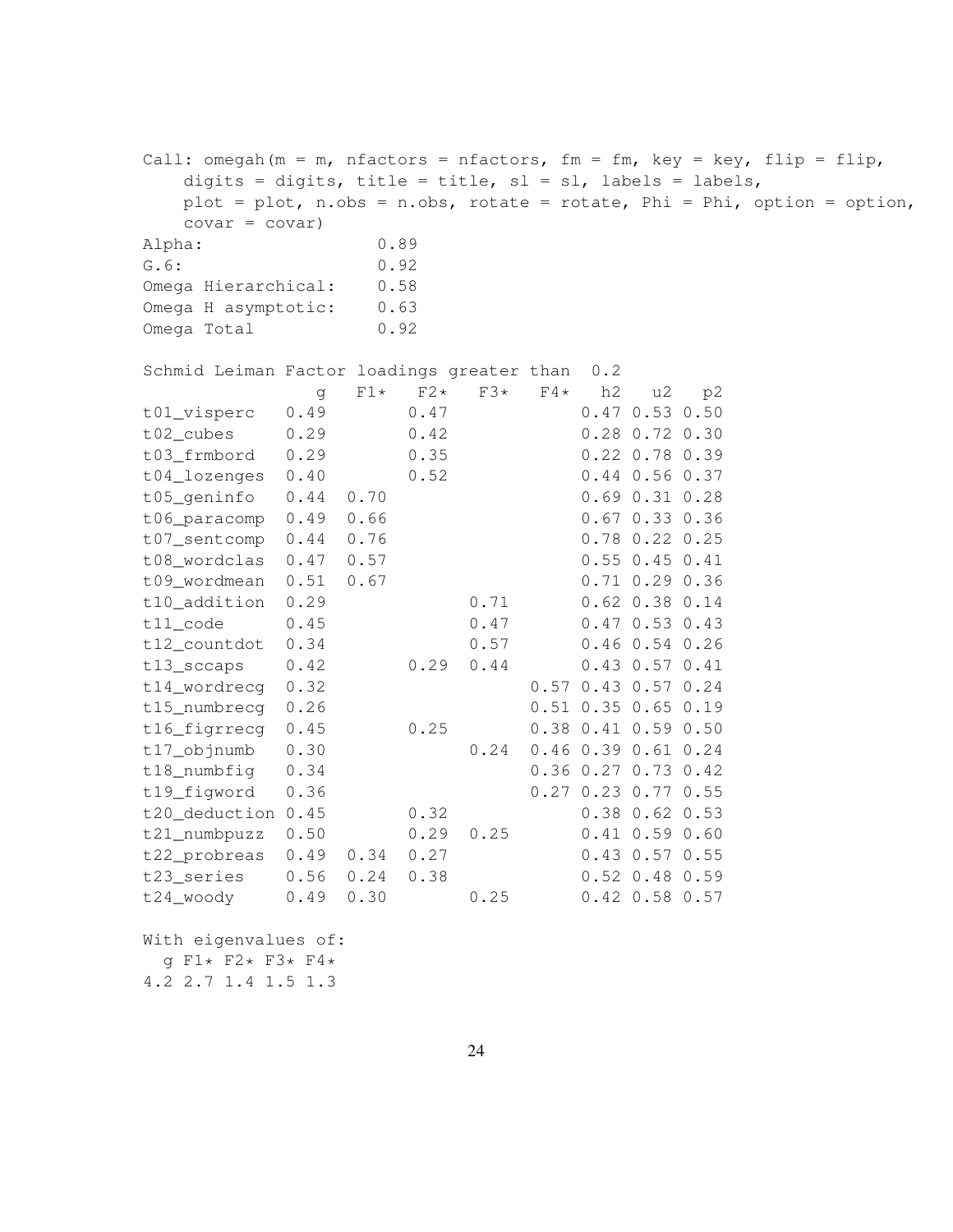```
Call: omegah(m = m, nfactors = nfactors, fm = fm, key = key, flip = flip,
    digits = digits, title = title, sl = sl, labels = labels,
    plot = plot, n.obs = n.obs, rotate = rotate, Phi = Phi, option = option,
    covar = covar)
Alpha:                 0.89
G.6:                   0.92
Omega Hierarchical:    0.58
Omega H asymptotic:    0.63
Omega Total            0.92

Schmid Leiman Factor loadings greater than  0.2
               g   F1*   F2*   F3*   F4*   h2   u2   p2
t01_visperc   0.49        0.47              0.47 0.53 0.50
t02_cubes     0.29        0.42              0.28 0.72 0.30
t03_frmbord   0.29        0.35              0.22 0.78 0.39
t04_lozenges  0.40        0.52              0.44 0.56 0.37
t05_geninfo   0.44  0.70                    0.69 0.31 0.28
t06_paracomp  0.49  0.66                    0.67 0.33 0.36
t07_sentcomp  0.44  0.76                    0.78 0.22 0.25
t08_wordclas  0.47  0.57                    0.55 0.45 0.41
t09_wordmean  0.51  0.67                    0.71 0.29 0.36
t10_addition  0.29              0.71        0.62 0.38 0.14
t11_code      0.45              0.47        0.47 0.53 0.43
t12_countdot  0.34              0.57        0.46 0.54 0.26
t13_sccaps    0.42        0.29  0.44        0.43 0.57 0.41
t14_wordrecg  0.32                    0.57 0.43 0.57 0.24
t15_numbrecg  0.26                    0.51 0.35 0.65 0.19
t16_figrrecg  0.45        0.25        0.38 0.41 0.59 0.50
t17_objnumb   0.30              0.24  0.46 0.39 0.61 0.24
t18_numbfig   0.34                    0.36 0.27 0.73 0.42
t19_figword   0.36                    0.27 0.23 0.77 0.55
t20_deduction 0.45        0.32              0.38 0.62 0.53
t21_numbpuzz  0.50        0.29  0.25        0.41 0.59 0.60
t22_probreas  0.49  0.34  0.27              0.43 0.57 0.55
t23_series    0.56  0.24  0.38              0.52 0.48 0.59
t24_woody     0.49  0.30        0.25        0.42 0.58 0.57

With eigenvalues of:
  g F1* F2* F3* F4*
4.2 2.7 1.4 1.5 1.3
```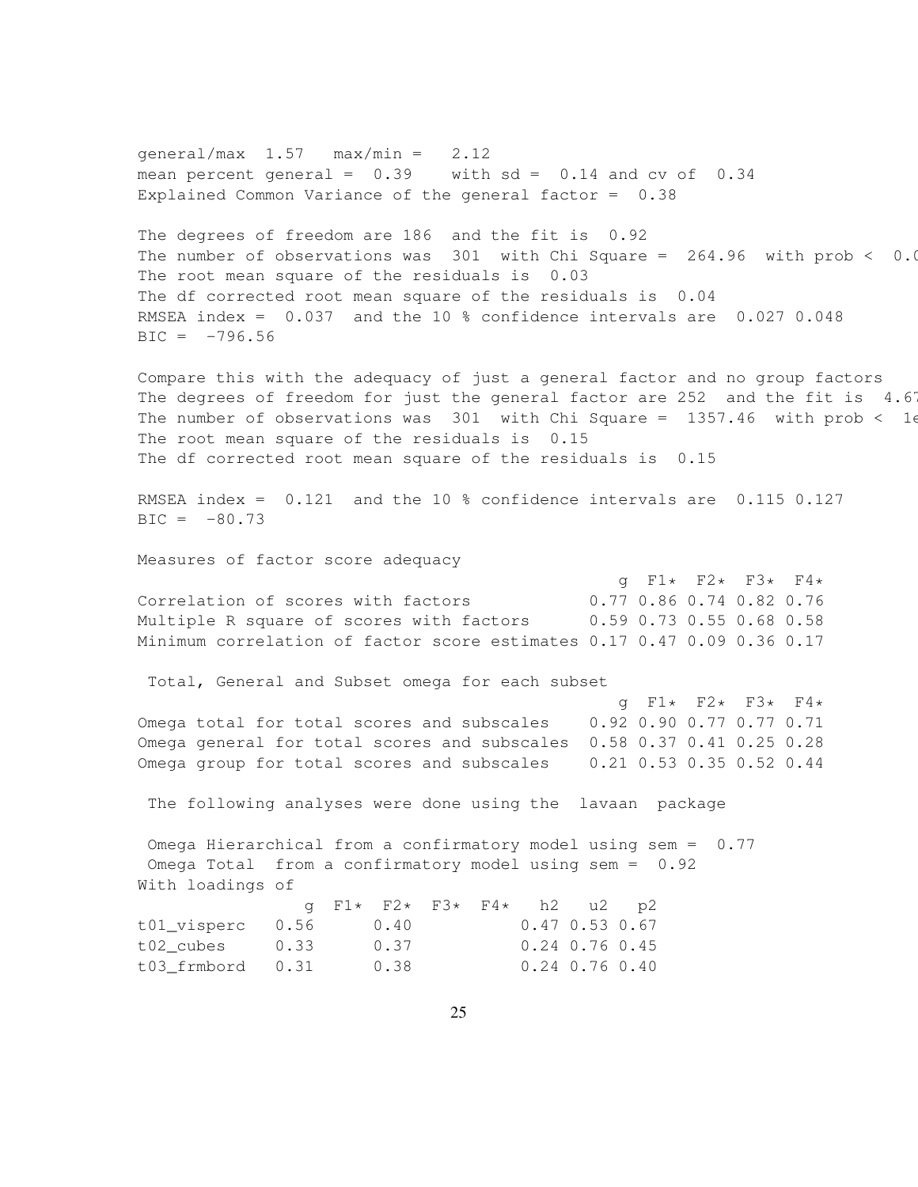```
general/max  1.57   max/min =   2.12
mean percent general =  0.39    with sd =  0.14 and cv of  0.34
Explained Common Variance of the general factor =  0.38

The degrees of freedom are 186  and the fit is  0.92
The number of observations was  301  with Chi Square =  264.96  with prob <  0.0
The root mean square of the residuals is  0.03
The df corrected root mean square of the residuals is  0.04
RMSEA index =  0.037  and the 10 % confidence intervals are  0.027 0.048
BIC =  -796.56

Compare this with the adequacy of just a general factor and no group factors
The degrees of freedom for just the general factor are 252  and the fit is  4.67
The number of observations was  301  with Chi Square =  1357.46  with prob <  1e
The root mean square of the residuals is  0.15
The df corrected root mean square of the residuals is  0.15

RMSEA index =  0.121  and the 10 % confidence intervals are  0.115 0.127
BIC =  -80.73

Measures of factor score adequacy
                                                 g  F1*  F2*  F3*  F4*
Correlation of scores with factors            0.77 0.86 0.74 0.82 0.76
Multiple R square of scores with factors      0.59 0.73 0.55 0.68 0.58
Minimum correlation of factor score estimates 0.17 0.47 0.09 0.36 0.17

 Total, General and Subset omega for each subset
                                                 g  F1*  F2*  F3*  F4*
Omega total for total scores and subscales    0.92 0.90 0.77 0.77 0.71
Omega general for total scores and subscales  0.58 0.37 0.41 0.25 0.28
Omega group for total scores and subscales    0.21 0.53 0.35 0.52 0.44

 The following analyses were done using the  lavaan  package

 Omega Hierarchical from a confirmatory model using sem =  0.77
 Omega Total  from a confirmatory model using sem =  0.92
With loadings of
               g  F1*  F2*  F3*  F4*   h2   u2   p2
t01_visperc   0.56      0.40           0.47 0.53 0.67
t02_cubes     0.33      0.37           0.24 0.76 0.45
t03_frmbord   0.31      0.38           0.24 0.76 0.40
```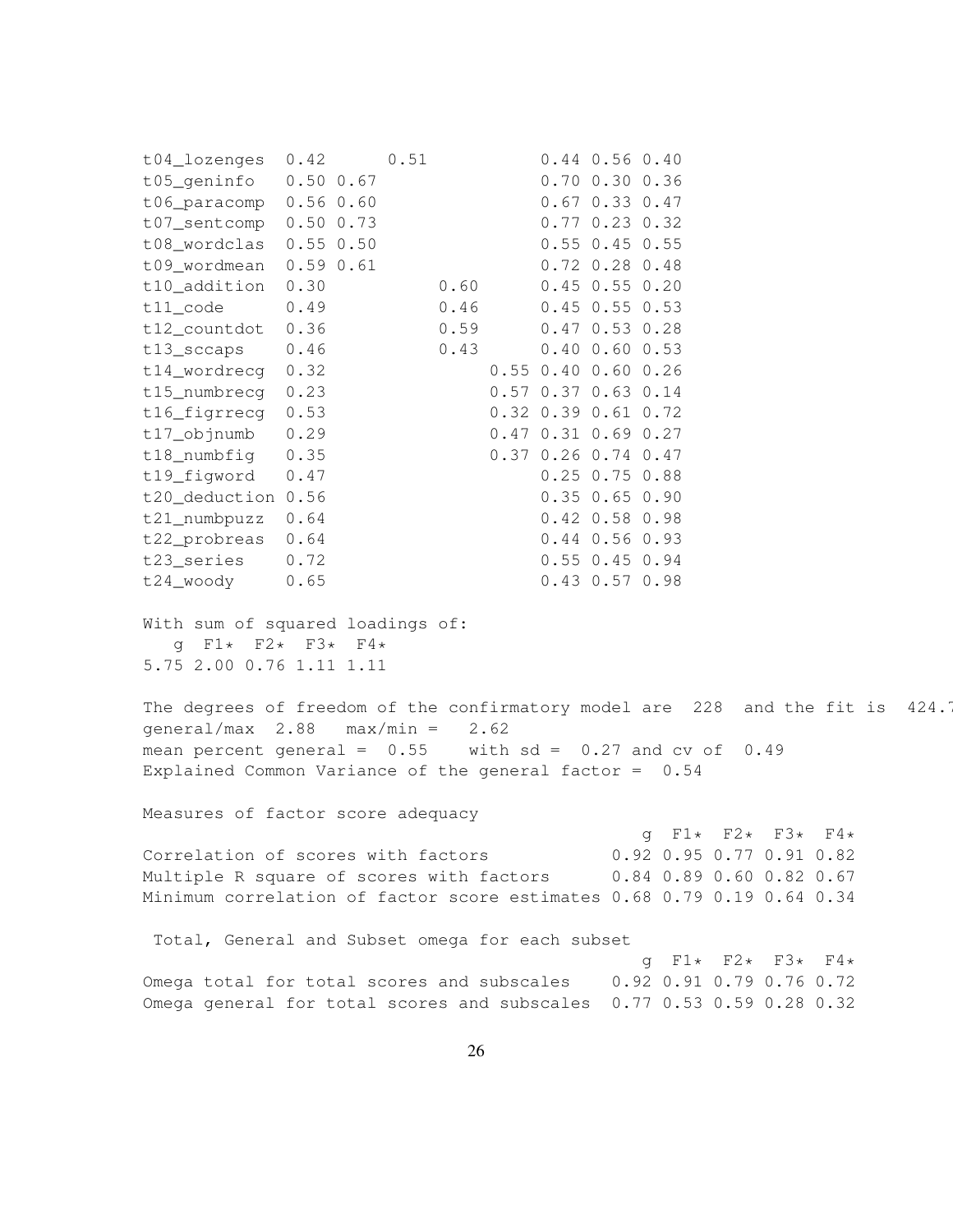```
t04_lozenges  0.42      0.51           0.44 0.56 0.40
t05_geninfo   0.50 0.67                0.70 0.30 0.36
t06_paracomp  0.56 0.60                0.67 0.33 0.47
t07_sentcomp  0.50 0.73                0.77 0.23 0.32
t08_wordclas  0.55 0.50                0.55 0.45 0.55
t09_wordmean  0.59 0.61                0.72 0.28 0.48
t10_addition  0.30           0.60      0.45 0.55 0.20
t11_code      0.49           0.46      0.45 0.55 0.53
t12_countdot  0.36           0.59      0.47 0.53 0.28
t13_sccaps    0.46           0.43      0.40 0.60 0.53
t14_wordrecg  0.32                0.55 0.40 0.60 0.26
t15_numbrecg  0.23                0.57 0.37 0.63 0.14
t16_figrrecg  0.53                0.32 0.39 0.61 0.72
t17_objnumb   0.29                0.47 0.31 0.69 0.27
t18_numbfig   0.35                0.37 0.26 0.74 0.47
t19_figword   0.47                     0.25 0.75 0.88
t20_deduction 0.56                     0.35 0.65 0.90
t21_numbpuzz  0.64                     0.42 0.58 0.98
t22_probreas  0.64                     0.44 0.56 0.93
t23_series    0.72                     0.55 0.45 0.94
t24_woody     0.65                     0.43 0.57 0.98

With sum of squared loadings of:
   g  F1*  F2*  F3*  F4*
5.75 2.00 0.76 1.11 1.11

The degrees of freedom of the confirmatory model are  228  and the fit is  424.7
general/max  2.88   max/min =   2.62
mean percent general =  0.55    with sd =  0.27 and cv of  0.49
Explained Common Variance of the general factor =  0.54

Measures of factor score adequacy
                                                  g  F1*  F2*  F3*  F4*
Correlation of scores with factors             0.92 0.95 0.77 0.91 0.82
Multiple R square of scores with factors       0.84 0.89 0.60 0.82 0.67
Minimum correlation of factor score estimates 0.68 0.79 0.19 0.64 0.34

 Total, General and Subset omega for each subset
                                                  g  F1*  F2*  F3*  F4*
Omega total for total scores and subscales    0.92 0.91 0.79 0.76 0.72
Omega general for total scores and subscales  0.77 0.53 0.59 0.28 0.32
```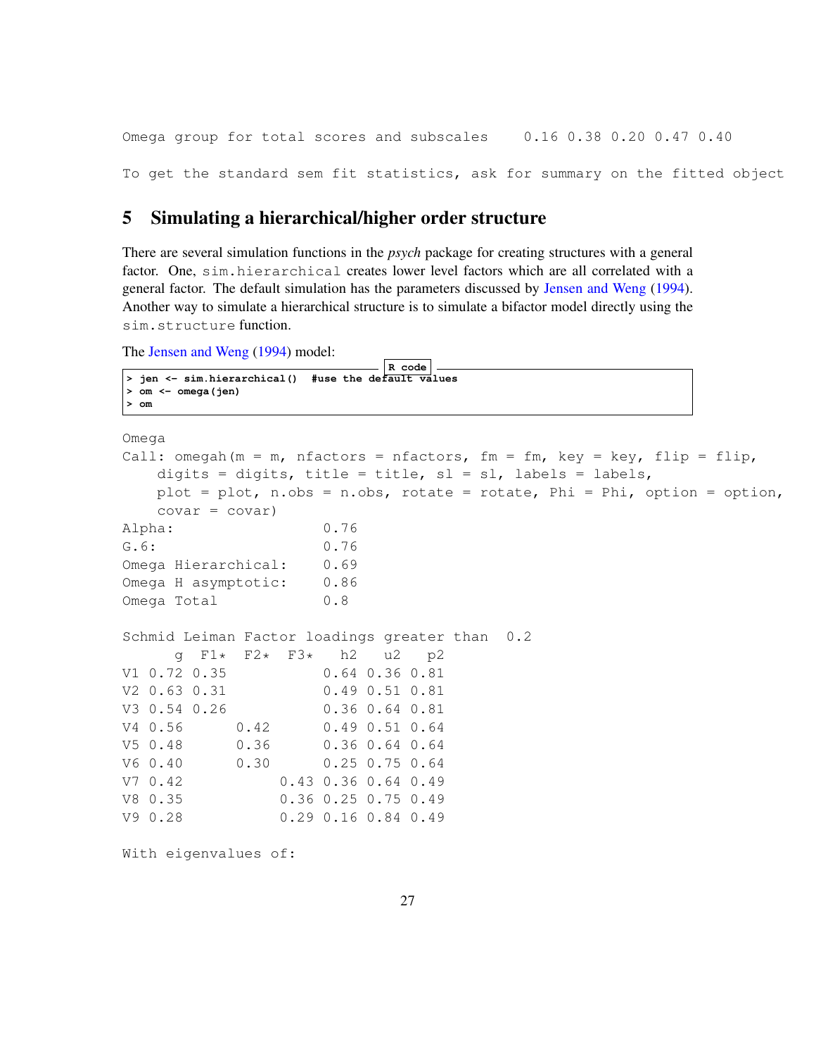```
Omega group for total scores and subscales    0.16 0.38 0.20 0.47 0.40

To get the standard sem fit statistics, ask for summary on the fitted object
```

## 5 Simulating a hierarchical/higher order structure

There are several simulation functions in the *psych* package for creating structures with a general factor. One, `sim.hierarchical` creates lower level factors which are all correlated with a general factor. The default simulation has the parameters discussed by Jensen and Weng (1994). Another way to simulate a hierarchical structure is to simulate a bifactor model directly using the `sim.structure` function.

The Jensen and Weng (1994) model:

```
> jen <- sim.hierarchical()  #use the default values
> om <- omega(jen)
> om
```

```
Omega
Call: omegah(m = m, nfactors = nfactors, fm = fm, key = key, flip = flip,
    digits = digits, title = title, sl = sl, labels = labels,
    plot = plot, n.obs = n.obs, rotate = rotate, Phi = Phi, option = option,
    covar = covar)
Alpha:                 0.76
G.6:                   0.76
Omega Hierarchical:    0.69
Omega H asymptotic:    0.86
Omega Total            0.8

Schmid Leiman Factor loadings greater than  0.2
      g  F1*  F2*  F3*   h2   u2   p2
V1 0.72 0.35           0.64 0.36 0.81
V2 0.63 0.31           0.49 0.51 0.81
V3 0.54 0.26           0.36 0.64 0.81
V4 0.56      0.42      0.49 0.51 0.64
V5 0.48      0.36      0.36 0.64 0.64
V6 0.40      0.30      0.25 0.75 0.64
V7 0.42           0.43 0.36 0.64 0.49
V8 0.35           0.36 0.25 0.75 0.49
V9 0.28           0.29 0.16 0.84 0.49

With eigenvalues of:
```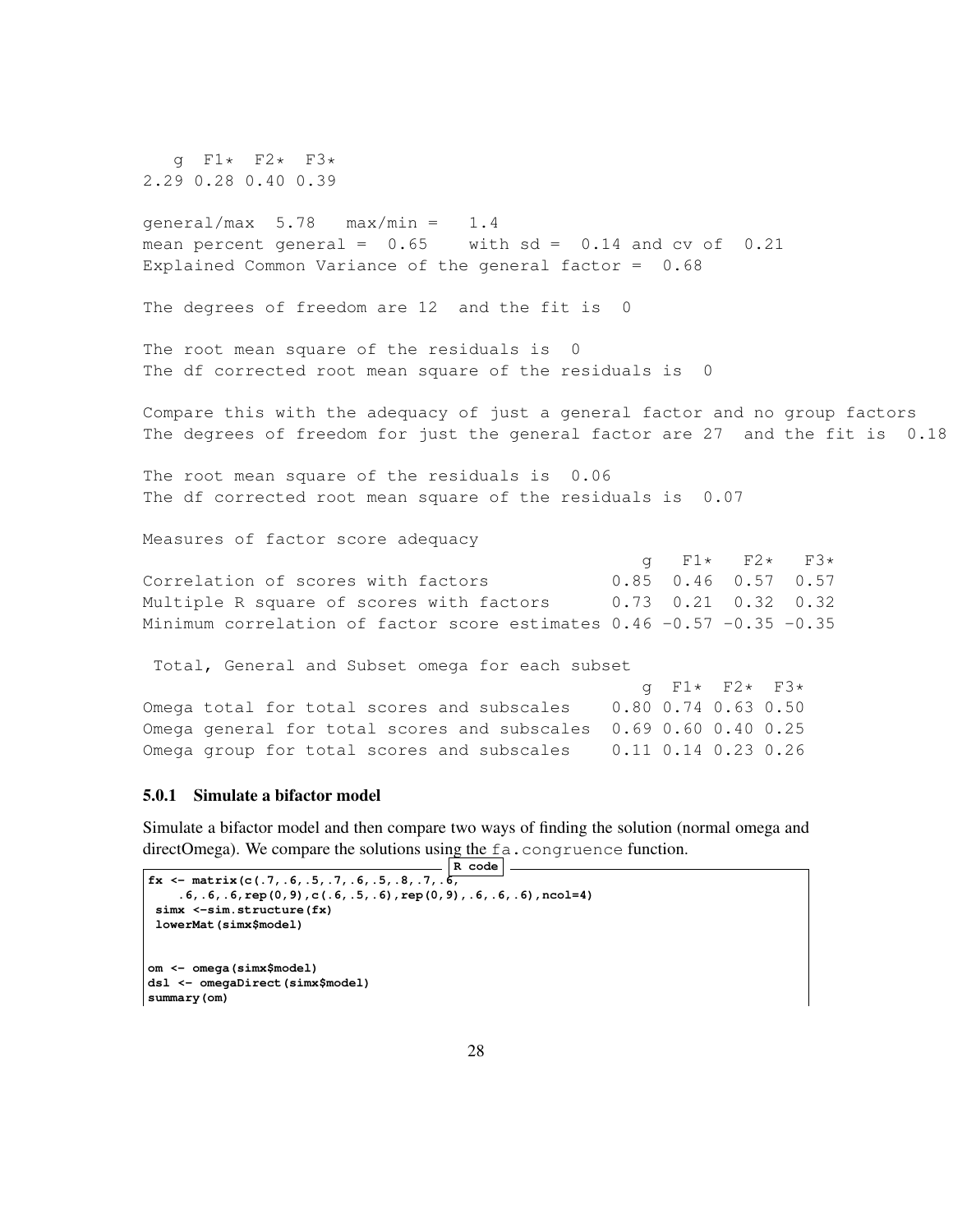```
   g  F1*  F2*  F3*
2.29 0.28 0.40 0.39

general/max  5.78   max/min =   1.4
mean percent general =  0.65    with sd =  0.14 and cv of  0.21
Explained Common Variance of the general factor =  0.68

The degrees of freedom are 12  and the fit is  0

The root mean square of the residuals is  0
The df corrected root mean square of the residuals is  0

Compare this with the adequacy of just a general factor and no group factors
The degrees of freedom for just the general factor are 27  and the fit is  0.18

The root mean square of the residuals is  0.06
The df corrected root mean square of the residuals is  0.07

Measures of factor score adequacy
                                                 g   F1*   F2*   F3*
Correlation of scores with factors            0.85  0.46  0.57  0.57
Multiple R square of scores with factors      0.73  0.21  0.32  0.32
Minimum correlation of factor score estimates 0.46 -0.57 -0.35 -0.35

 Total, General and Subset omega for each subset
                                                 g  F1*  F2*  F3*
Omega total for total scores and subscales    0.80 0.74 0.63 0.50
Omega general for total scores and subscales  0.69 0.60 0.40 0.25
Omega group for total scores and subscales    0.11 0.14 0.23 0.26
```

### 5.0.1 Simulate a bifactor model

Simulate a bifactor model and then compare two ways of finding the solution (normal omega and directOmega). We compare the solutions using the `fa.congruence` function.

```
fx <- matrix(c(.7,.6,.5,.7,.6,.5,.8,.7,.6,
    .6,.6,.6,rep(0,9),c(.6,.5,.6),rep(0,9),.6,.6,.6),ncol=4)
 simx <-sim.structure(fx)
 lowerMat(simx$model)


om <- omega(simx$model)
dsl <- omegaDirect(simx$model)
summary(om)
```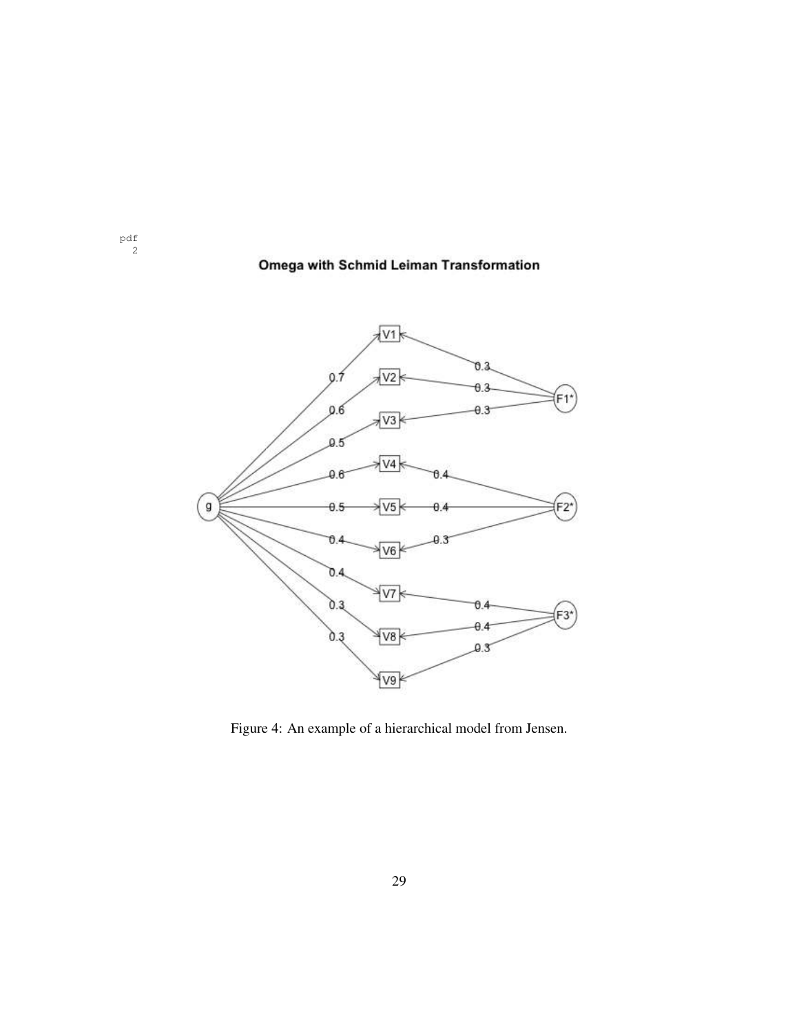**Omega with Schmid Leiman Transformation**

Figure 4: An example of a hierarchical model from Jensen.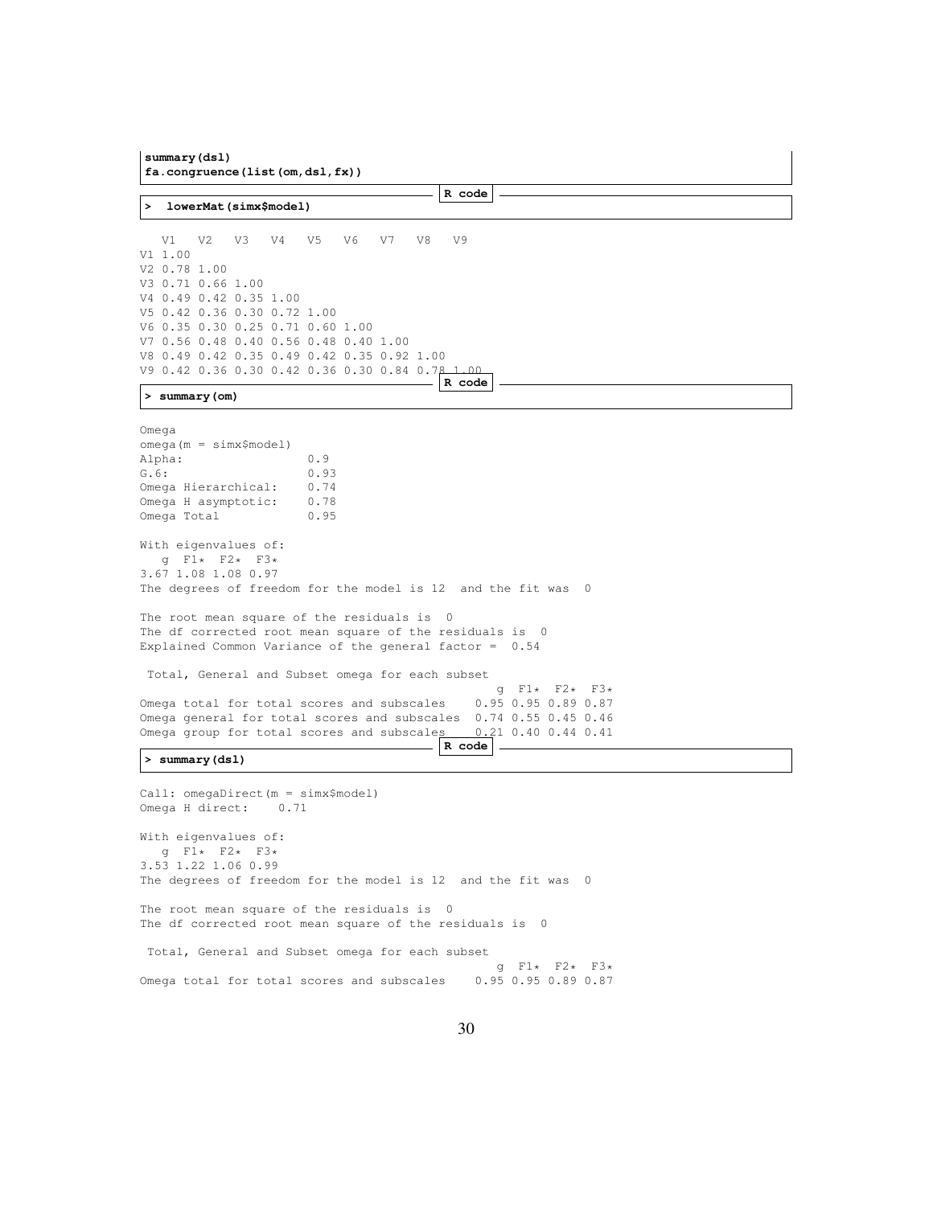```
summary(dsl)
fa.congruence(list(om,dsl,fx))
```

R code

```
> lowerMat(simx$model)
```

```
   V1   V2   V3   V4   V5   V6   V7   V8   V9
V1 1.00
V2 0.78 1.00
V3 0.71 0.66 1.00
V4 0.49 0.42 0.35 1.00
V5 0.42 0.36 0.30 0.72 1.00
V6 0.35 0.30 0.25 0.71 0.60 1.00
V7 0.56 0.48 0.40 0.56 0.48 0.40 1.00
V8 0.49 0.42 0.35 0.49 0.42 0.35 0.92 1.00
V9 0.42 0.36 0.30 0.42 0.36 0.30 0.84 0.78 1.00
```

R code

```
> summary(om)
```

```
Omega
omega(m = simx$model)
Alpha:                 0.9
G.6:                   0.93
Omega Hierarchical:    0.74
Omega H asymptotic:    0.78
Omega Total            0.95

With eigenvalues of:
   g  F1*  F2*  F3*
3.67 1.08 1.08 0.97
The degrees of freedom for the model is 12  and the fit was  0

The root mean square of the residuals is  0
The df corrected root mean square of the residuals is  0
Explained Common Variance of the general factor =  0.54

 Total, General and Subset omega for each subset
                                                 g  F1*  F2*  F3*
Omega total for total scores and subscales    0.95 0.95 0.89 0.87
Omega general for total scores and subscales  0.74 0.55 0.45 0.46
Omega group for total scores and subscales    0.21 0.40 0.44 0.41
```

R code

```
> summary(dsl)
```

```
Call: omegaDirect(m = simx$model)
Omega H direct:    0.71

With eigenvalues of:
   g  F1*  F2*  F3*
3.53 1.22 1.06 0.99
The degrees of freedom for the model is 12  and the fit was  0

The root mean square of the residuals is  0
The df corrected root mean square of the residuals is  0

 Total, General and Subset omega for each subset
                                                 g  F1*  F2*  F3*
Omega total for total scores and subscales    0.95 0.95 0.89 0.87
```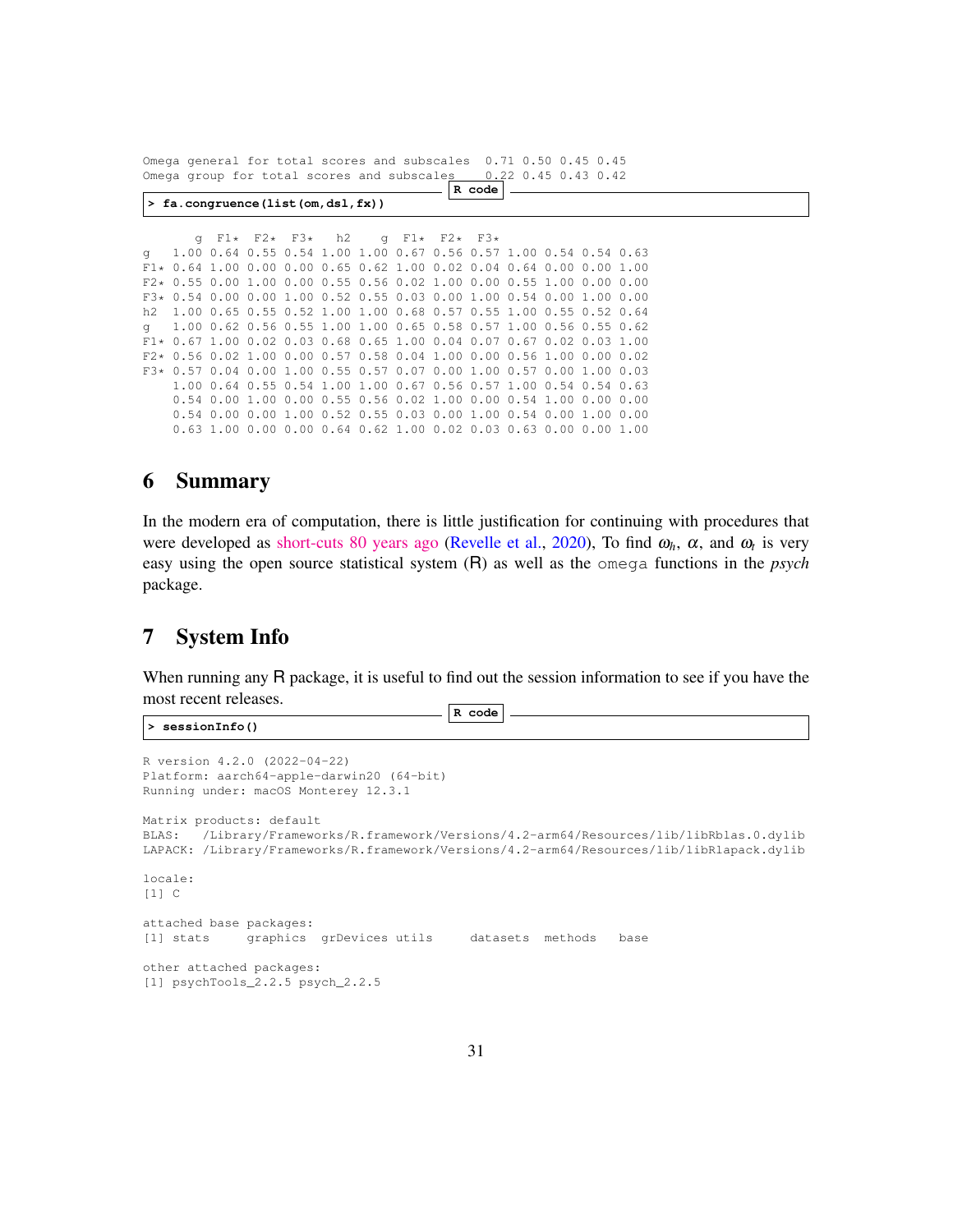```
Omega general for total scores and subscales  0.71 0.50 0.45 0.45
Omega group for total scores and subscales    0.22 0.45 0.43 0.42
```

R code

```
> fa.congruence(list(om,dsl,fx))
```

```
       g  F1*  F2*  F3*   h2    g  F1*  F2*  F3*
g   1.00 0.64 0.55 0.54 1.00 1.00 0.67 0.56 0.57 1.00 0.54 0.54 0.63
F1* 0.64 1.00 0.00 0.00 0.65 0.62 1.00 0.02 0.04 0.64 0.00 0.00 1.00
F2* 0.55 0.00 1.00 0.00 0.55 0.56 0.02 1.00 0.00 0.55 1.00 0.00 0.00
F3* 0.54 0.00 0.00 1.00 0.52 0.55 0.03 0.00 1.00 0.54 0.00 1.00 0.00
h2  1.00 0.65 0.55 0.52 1.00 1.00 0.68 0.57 0.55 1.00 0.55 0.52 0.64
g   1.00 0.62 0.56 0.55 1.00 1.00 0.65 0.58 0.57 1.00 0.56 0.55 0.62
F1* 0.67 1.00 0.02 0.03 0.68 0.65 1.00 0.04 0.07 0.67 0.02 0.03 1.00
F2* 0.56 0.02 1.00 0.00 0.57 0.58 0.04 1.00 0.00 0.56 1.00 0.00 0.02
F3* 0.57 0.04 0.00 1.00 0.55 0.57 0.07 0.00 1.00 0.57 0.00 1.00 0.03
    1.00 0.64 0.55 0.54 1.00 1.00 0.67 0.56 0.57 1.00 0.54 0.54 0.63
    0.54 0.00 1.00 0.00 0.55 0.56 0.02 1.00 0.00 0.54 1.00 0.00 0.00
    0.54 0.00 0.00 1.00 0.52 0.55 0.03 0.00 1.00 0.54 0.00 1.00 0.00
    0.63 1.00 0.00 0.00 0.64 0.62 1.00 0.02 0.03 0.63 0.00 0.00 1.00
```

## 6 Summary

In the modern era of computation, there is little justification for continuing with procedures that were developed as short-cuts 80 years ago (Revelle et al., 2020), To find $\omega_h$, $\alpha$, and $\omega_t$ is very easy using the open source statistical system (R) as well as the omega functions in the *psych* package.

## 7 System Info

When running any R package, it is useful to find out the session information to see if you have the most recent releases.

R code

```
> sessionInfo()
```

```
R version 4.2.0 (2022-04-22)
Platform: aarch64-apple-darwin20 (64-bit)
Running under: macOS Monterey 12.3.1

Matrix products: default
BLAS:   /Library/Frameworks/R.framework/Versions/4.2-arm64/Resources/lib/libRblas.0.dylib
LAPACK: /Library/Frameworks/R.framework/Versions/4.2-arm64/Resources/lib/libRlapack.dylib

locale:
[1] C

attached base packages:
[1] stats     graphics  grDevices utils     datasets  methods   base

other attached packages:
[1] psychTools_2.2.5 psych_2.2.5
```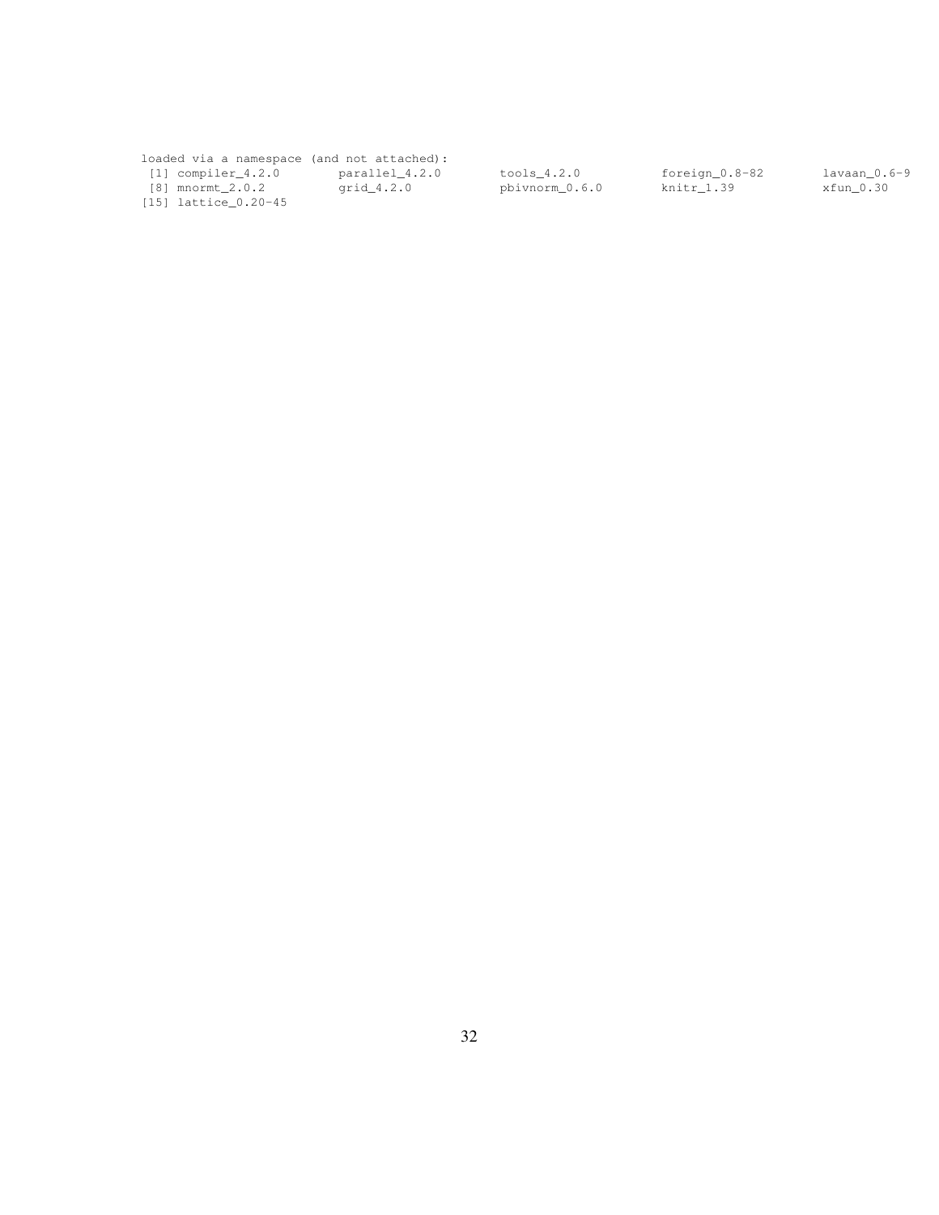```
loaded via a namespace (and not attached):
 [1] compiler_4.2.0      parallel_4.2.0      tools_4.2.0         foreign_0.8-82      lavaan_0.6-9
 [8] mnormt_2.0.2        grid_4.2.0          pbivnorm_0.6.0      knitr_1.39          xfun_0.30
[15] lattice_0.20-45
```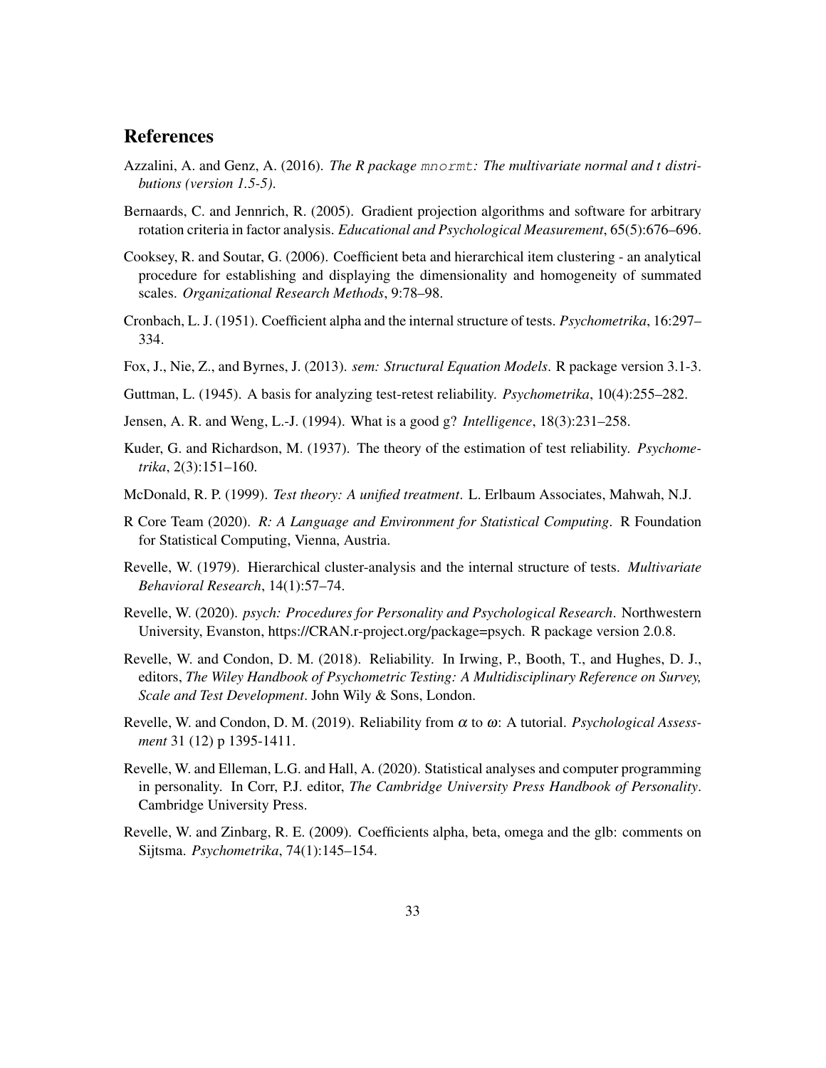## References

Azzalini, A. and Genz, A. (2016). *The R package `mnormt`: The multivariate normal and t distributions (version 1.5-5).*

Bernaards, C. and Jennrich, R. (2005). Gradient projection algorithms and software for arbitrary rotation criteria in factor analysis. *Educational and Psychological Measurement*, 65(5):676–696.

Cooksey, R. and Soutar, G. (2006). Coefficient beta and hierarchical item clustering - an analytical procedure for establishing and displaying the dimensionality and homogeneity of summated scales. *Organizational Research Methods*, 9:78–98.

Cronbach, L. J. (1951). Coefficient alpha and the internal structure of tests. *Psychometrika*, 16:297–334.

Fox, J., Nie, Z., and Byrnes, J. (2013). *sem: Structural Equation Models*. R package version 3.1-3.

Guttman, L. (1945). A basis for analyzing test-retest reliability. *Psychometrika*, 10(4):255–282.

Jensen, A. R. and Weng, L.-J. (1994). What is a good g? *Intelligence*, 18(3):231–258.

Kuder, G. and Richardson, M. (1937). The theory of the estimation of test reliability. *Psychometrika*, 2(3):151–160.

McDonald, R. P. (1999). *Test theory: A unified treatment*. L. Erlbaum Associates, Mahwah, N.J.

R Core Team (2020). *R: A Language and Environment for Statistical Computing*. R Foundation for Statistical Computing, Vienna, Austria.

Revelle, W. (1979). Hierarchical cluster-analysis and the internal structure of tests. *Multivariate Behavioral Research*, 14(1):57–74.

Revelle, W. (2020). *psych: Procedures for Personality and Psychological Research*. Northwestern University, Evanston, https://CRAN.r-project.org/package=psych. R package version 2.0.8.

Revelle, W. and Condon, D. M. (2018). Reliability. In Irwing, P., Booth, T., and Hughes, D. J., editors, *The Wiley Handbook of Psychometric Testing: A Multidisciplinary Reference on Survey, Scale and Test Development*. John Wily & Sons, London.

Revelle, W. and Condon, D. M. (2019). Reliability from $\alpha$ to $\omega$: A tutorial. *Psychological Assessment* 31 (12) p 1395-1411.

Revelle, W. and Elleman, L.G. and Hall, A. (2020). Statistical analyses and computer programming in personality. In Corr, P.J. editor, *The Cambridge University Press Handbook of Personality*. Cambridge University Press.

Revelle, W. and Zinbarg, R. E. (2009). Coefficients alpha, beta, omega and the glb: comments on Sijtsma. *Psychometrika*, 74(1):145–154.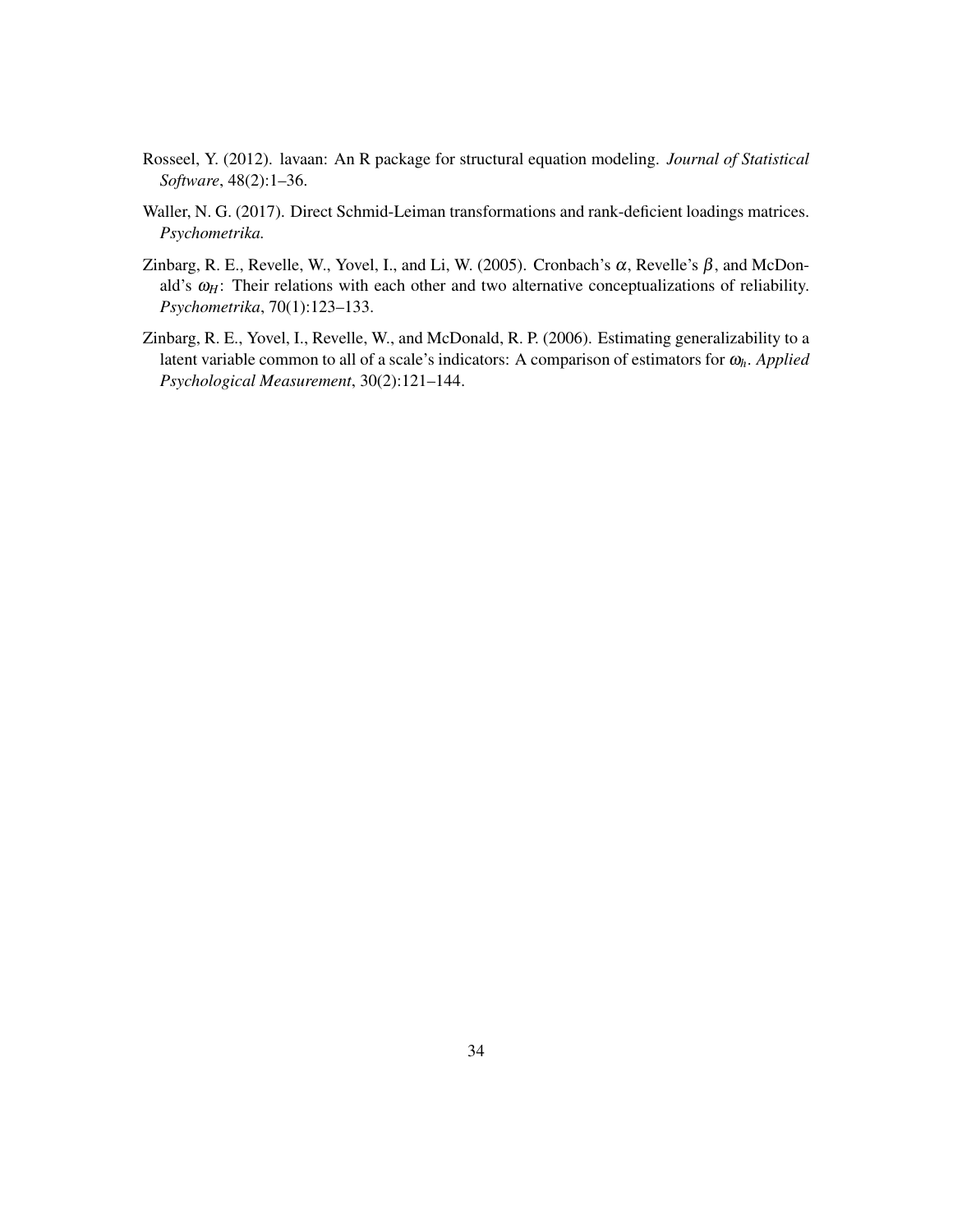Rosseel, Y. (2012). lavaan: An R package for structural equation modeling. *Journal of Statistical Software*, 48(2):1–36.

Waller, N. G. (2017). Direct Schmid-Leiman transformations and rank-deficient loadings matrices. *Psychometrika.*

Zinbarg, R. E., Revelle, W., Yovel, I., and Li, W. (2005). Cronbach's $\alpha$, Revelle's $\beta$, and McDonald's $\omega_H$: Their relations with each other and two alternative conceptualizations of reliability. *Psychometrika*, 70(1):123–133.

Zinbarg, R. E., Yovel, I., Revelle, W., and McDonald, R. P. (2006). Estimating generalizability to a latent variable common to all of a scale's indicators: A comparison of estimators for $\omega_h$. *Applied Psychological Measurement*, 30(2):121–144.